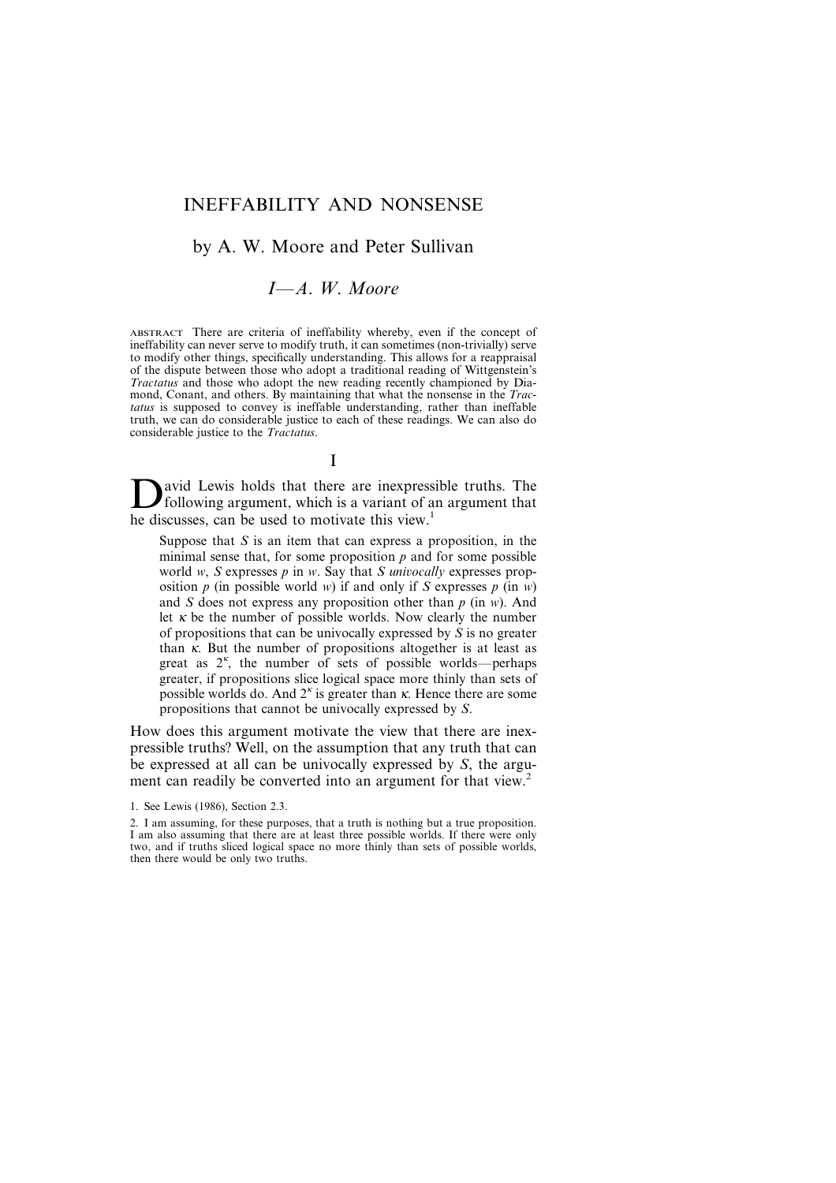# INEFFABILITY AND NONSENSE

## by A. W. Moore and Peter Sullivan

### I—*A. W. Moore*

ABSTRACT There are criteria of ineffability whereby, even if the concept of ineffability can never serve to modify truth, it can sometimes (non-trivially) serve to modify other things, specifically understanding. This allows for a reappraisal of the dispute between those who adopt a traditional reading of Wittgenstein's *Tractatus* and those who adopt the new reading recently championed by Diamond, Conant, and others. By maintaining that what the nonsense in the *Tractatus* is supposed to convey is ineffable understanding, rather than ineffable truth, we can do considerable justice to each of these readings. We can also do considerable justice to the *Tractatus*.

## I

David Lewis holds that there are inexpressible truths. The following argument, which is a variant of an argument that he discusses, can be used to motivate this view.[1]

> Suppose that $S$ is an item that can express a proposition, in the minimal sense that, for some proposition $p$ and for some possible world $w$, $S$ expresses $p$ in $w$. Say that $S$ *univocally* expresses proposition $p$ (in possible world $w$) if and only if $S$ expresses $p$ (in $w$) and $S$ does not express any proposition other than $p$ (in $w$). And let $\kappa$ be the number of possible worlds. Now clearly the number of propositions that can be univocally expressed by $S$ is no greater than $\kappa$. But the number of propositions altogether is at least as great as $2^\kappa$, the number of sets of possible worlds—perhaps greater, if propositions slice logical space more thinly than sets of possible worlds do. And $2^\kappa$ is greater than $\kappa$. Hence there are some propositions that cannot be univocally expressed by $S$.

How does this argument motivate the view that there are inexpressible truths? Well, on the assumption that any truth that can be expressed at all can be univocally expressed by $S$, the argument can readily be converted into an argument for that view.[2]

1. See Lewis (1986), Section 2.3.

2. I am assuming, for these purposes, that a truth is nothing but a true proposition. I am also assuming that there are at least three possible worlds. If there were only two, and if truths sliced logical space no more thinly than sets of possible worlds, then there would be only two truths.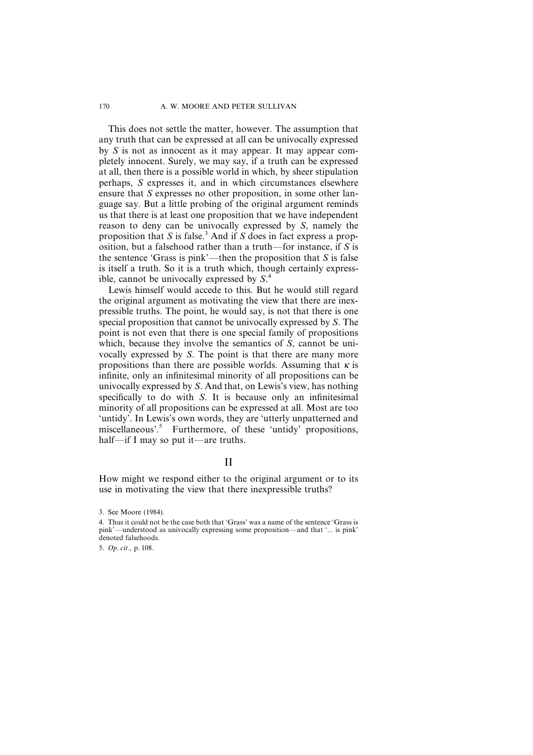This does not settle the matter, however. The assumption that any truth that can be expressed at all can be univocally expressed by *S* is not as innocent as it may appear. It may appear completely innocent. Surely, we may say, if a truth can be expressed at all, then there is a possible world in which, by sheer stipulation perhaps, *S* expresses it, and in which circumstances elsewhere ensure that *S* expresses no other proposition, in some other language say. But a little probing of the original argument reminds us that there is at least one proposition that we have independent reason to deny can be univocally expressed by *S*, namely the proposition that *S* is false.[3] And if *S* does in fact express a proposition, but a falsehood rather than a truth—for instance, if *S* is the sentence 'Grass is pink'—then the proposition that *S* is false is itself a truth. So it is a truth which, though certainly expressible, cannot be univocally expressed by *S*.[4]

Lewis himself would accede to this. But he would still regard the original argument as motivating the view that there are inexpressible truths. The point, he would say, is not that there is one special proposition that cannot be univocally expressed by *S*. The point is not even that there is one special family of propositions which, because they involve the semantics of *S*, cannot be univocally expressed by *S*. The point is that there are many more propositions than there are possible worlds. Assuming that $\kappa$ is infinite, only an infinitesimal minority of all propositions can be univocally expressed by *S*. And that, on Lewis's view, has nothing specifically to do with *S*. It is because only an infinitesimal minority of all propositions can be expressed at all. Most are too 'untidy'. In Lewis's own words, they are 'utterly unpatterned and miscellaneous'.[5] Furthermore, of these 'untidy' propositions, half—if I may so put it—are truths.

## II

How might we respond either to the original argument or to its use in motivating the view that there inexpressible truths?

3. See Moore (1984).

4. Thus it could not be the case both that 'Grass' was a name of the sentence 'Grass is pink'—understood as univocally expressing some proposition—and that '... is pink' denoted falsehoods.

5. *Op. cit*., p. 108.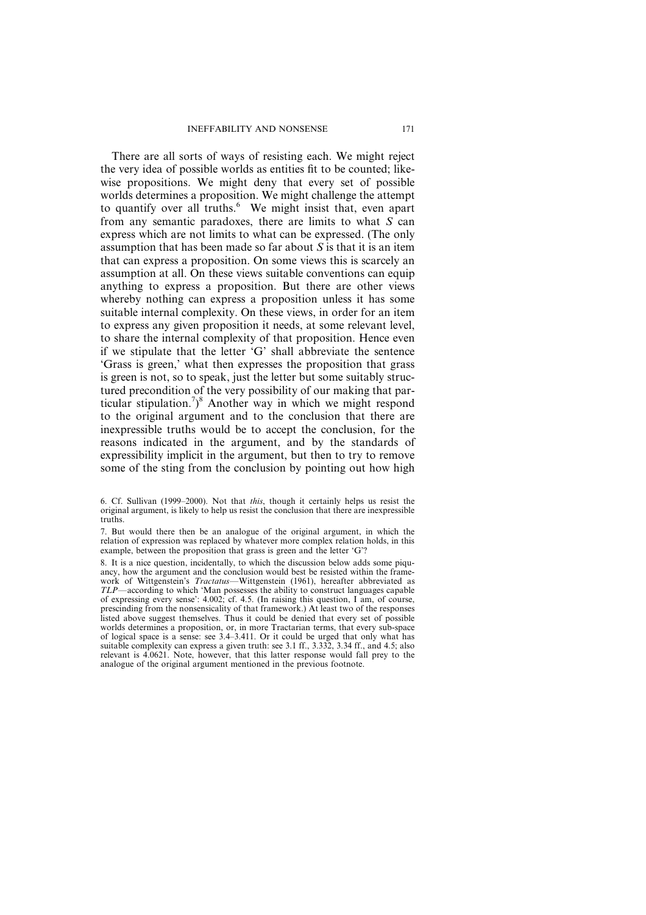There are all sorts of ways of resisting each. We might reject the very idea of possible worlds as entities fit to be counted; likewise propositions. We might deny that every set of possible worlds determines a proposition. We might challenge the attempt to quantify over all truths.[6] We might insist that, even apart from any semantic paradoxes, there are limits to what *S* can express which are not limits to what can be expressed. (The only assumption that has been made so far about *S* is that it is an item that can express a proposition. On some views this is scarcely an assumption at all. On these views suitable conventions can equip anything to express a proposition. But there are other views whereby nothing can express a proposition unless it has some suitable internal complexity. On these views, in order for an item to express any given proposition it needs, at some relevant level, to share the internal complexity of that proposition. Hence even if we stipulate that the letter 'G' shall abbreviate the sentence 'Grass is green,' what then expresses the proposition that grass is green is not, so to speak, just the letter but some suitably structured precondition of the very possibility of our making that particular stipulation.[7])[8] Another way in which we might respond to the original argument and to the conclusion that there are inexpressible truths would be to accept the conclusion, for the reasons indicated in the argument, and by the standards of expressibility implicit in the argument, but then to try to remove some of the sting from the conclusion by pointing out how high

6. Cf. Sullivan (1999–2000). Not that *this*, though it certainly helps us resist the original argument, is likely to help us resist the conclusion that there are inexpressible truths.

7. But would there then be an analogue of the original argument, in which the relation of expression was replaced by whatever more complex relation holds, in this example, between the proposition that grass is green and the letter 'G'?

8. It is a nice question, incidentally, to which the discussion below adds some piquancy, how the argument and the conclusion would best be resisted within the framework of Wittgenstein's *Tractatus*—Wittgenstein (1961), hereafter abbreviated as *TLP*—according to which 'Man possesses the ability to construct languages capable of expressing every sense': 4.002; cf. 4.5. (In raising this question, I am, of course, prescinding from the nonsensicality of that framework.) At least two of the responses listed above suggest themselves. Thus it could be denied that every set of possible worlds determines a proposition, or, in more Tractarian terms, that every sub-space of logical space is a sense: see 3.4–3.411. Or it could be urged that only what has suitable complexity can express a given truth: see 3.1 ff., 3.332, 3.34 ff., and 4.5; also relevant is 4.0621. Note, however, that this latter response would fall prey to the analogue of the original argument mentioned in the previous footnote.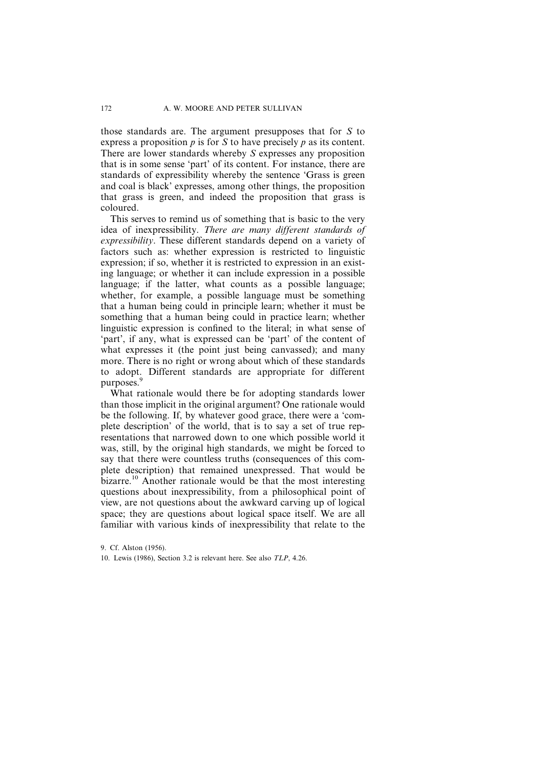those standards are. The argument presupposes that for $S$ to express a proposition $p$ is for $S$ to have precisely $p$ as its content. There are lower standards whereby $S$ expresses any proposition that is in some sense 'part' of its content. For instance, there are standards of expressibility whereby the sentence 'Grass is green and coal is black' expresses, among other things, the proposition that grass is green, and indeed the proposition that grass is coloured.

This serves to remind us of something that is basic to the very idea of inexpressibility. *There are many different standards of expressibility*. These different standards depend on a variety of factors such as: whether expression is restricted to linguistic expression; if so, whether it is restricted to expression in an existing language; or whether it can include expression in a possible language; if the latter, what counts as a possible language; whether, for example, a possible language must be something that a human being could in principle learn; whether it must be something that a human being could in practice learn; whether linguistic expression is confined to the literal; in what sense of 'part', if any, what is expressed can be 'part' of the content of what expresses it (the point just being canvassed); and many more. There is no right or wrong about which of these standards to adopt. Different standards are appropriate for different purposes.[9]

What rationale would there be for adopting standards lower than those implicit in the original argument? One rationale would be the following. If, by whatever good grace, there were a 'complete description' of the world, that is to say a set of true representations that narrowed down to one which possible world it was, still, by the original high standards, we might be forced to say that there were countless truths (consequences of this complete description) that remained unexpressed. That would be bizarre.[10] Another rationale would be that the most interesting questions about inexpressibility, from a philosophical point of view, are not questions about the awkward carving up of logical space; they are questions about logical space itself. We are all familiar with various kinds of inexpressibility that relate to the

9. Cf. Alston (1956).

10. Lewis (1986), Section 3.2 is relevant here. See also *TLP*, 4.26.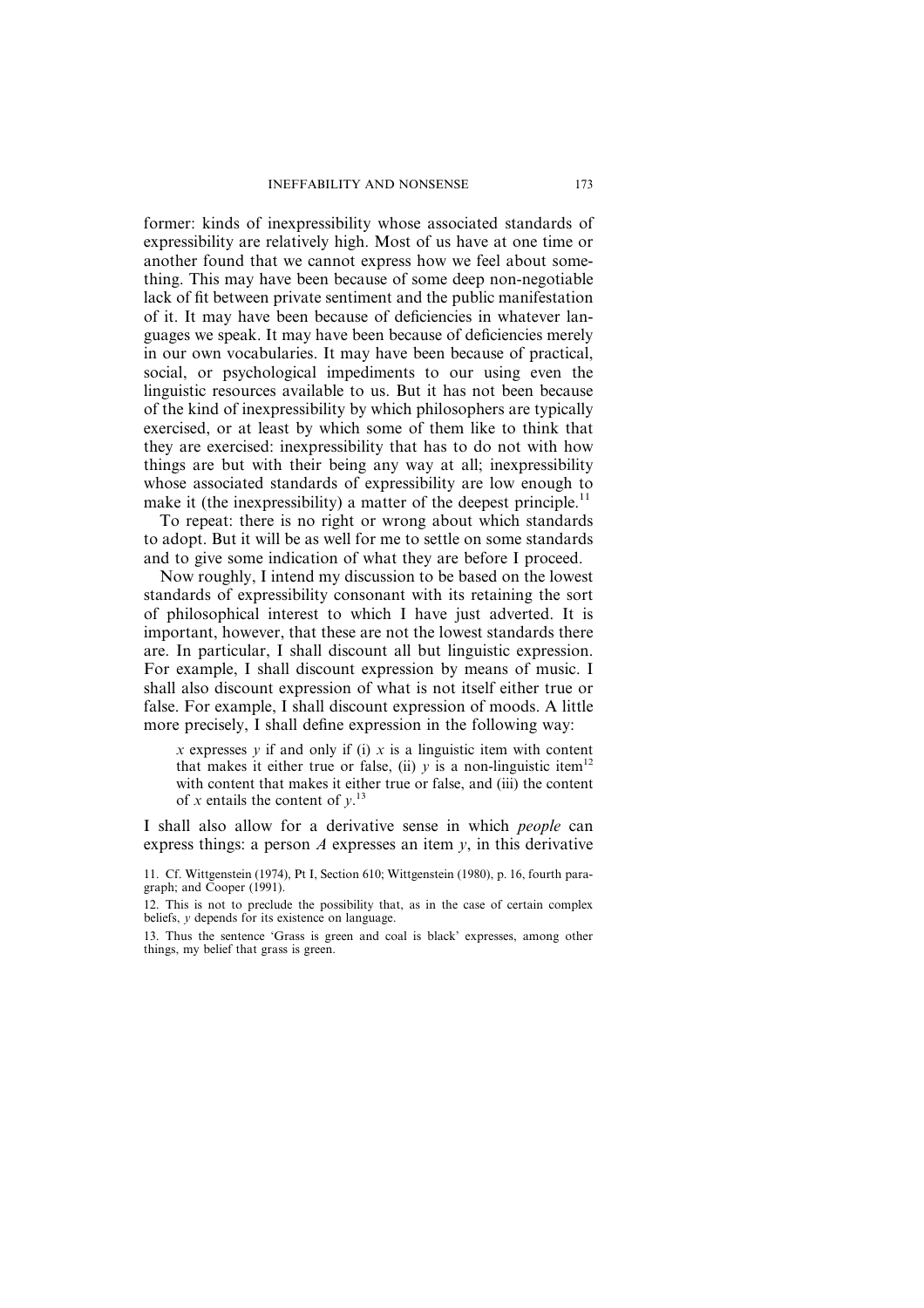former: kinds of inexpressibility whose associated standards of expressibility are relatively high. Most of us have at one time or another found that we cannot express how we feel about something. This may have been because of some deep non-negotiable lack of fit between private sentiment and the public manifestation of it. It may have been because of deficiencies in whatever languages we speak. It may have been because of deficiencies merely in our own vocabularies. It may have been because of practical, social, or psychological impediments to our using even the linguistic resources available to us. But it has not been because of the kind of inexpressibility by which philosophers are typically exercised, or at least by which some of them like to think that they are exercised: inexpressibility that has to do not with how things are but with their being any way at all; inexpressibility whose associated standards of expressibility are low enough to make it (the inexpressibility) a matter of the deepest principle.[11]

To repeat: there is no right or wrong about which standards to adopt. But it will be as well for me to settle on some standards and to give some indication of what they are before I proceed.

Now roughly, I intend my discussion to be based on the lowest standards of expressibility consonant with its retaining the sort of philosophical interest to which I have just adverted. It is important, however, that these are not the lowest standards there are. In particular, I shall discount all but linguistic expression. For example, I shall discount expression by means of music. I shall also discount expression of what is not itself either true or false. For example, I shall discount expression of moods. A little more precisely, I shall define expression in the following way:

> $x$ expresses $y$ if and only if (i) $x$ is a linguistic item with content that makes it either true or false, (ii) $y$ is a non-linguistic item[12] with content that makes it either true or false, and (iii) the content of $x$ entails the content of $y$.[13]

I shall also allow for a derivative sense in which *people* can express things: a person $A$ expresses an item $y$, in this derivative

11. Cf. Wittgenstein (1974), Pt I, Section 610; Wittgenstein (1980), p. 16, fourth paragraph; and Cooper (1991).

12. This is not to preclude the possibility that, as in the case of certain complex beliefs, $y$ depends for its existence on language.

13. Thus the sentence 'Grass is green and coal is black' expresses, among other things, my belief that grass is green.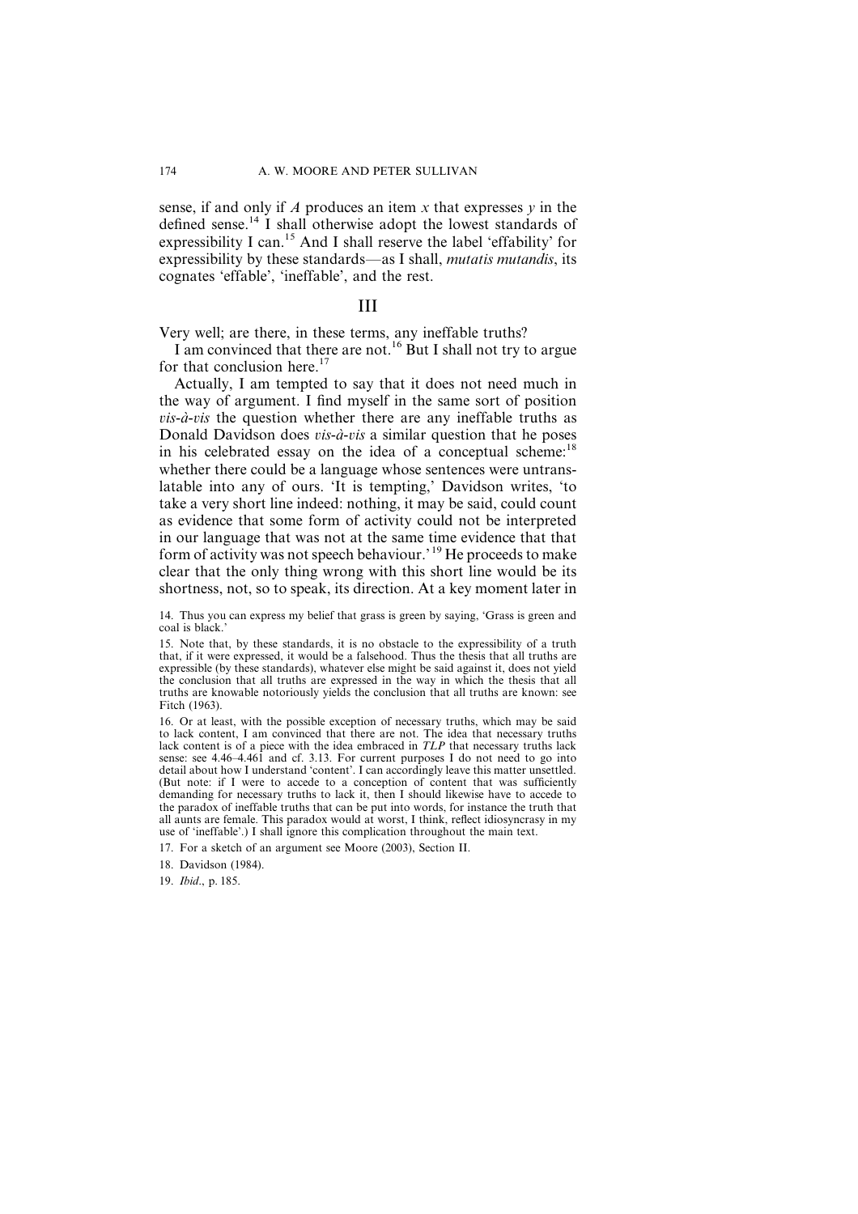sense, if and only if *A* produces an item *x* that expresses *y* in the defined sense.[14] I shall otherwise adopt the lowest standards of expressibility I can.[15] And I shall reserve the label 'effability' for expressibility by these standards—as I shall, *mutatis mutandis*, its cognates 'effable', 'ineffable', and the rest.

## III

Very well; are there, in these terms, any ineffable truths?

I am convinced that there are not.[16] But I shall not try to argue for that conclusion here.[17]

Actually, I am tempted to say that it does not need much in the way of argument. I find myself in the same sort of position *vis-à-vis* the question whether there are any ineffable truths as Donald Davidson does *vis-à-vis* a similar question that he poses in his celebrated essay on the idea of a conceptual scheme:[18] whether there could be a language whose sentences were untranslatable into any of ours. 'It is tempting,' Davidson writes, 'to take a very short line indeed: nothing, it may be said, could count as evidence that some form of activity could not be interpreted in our language that was not at the same time evidence that that form of activity was not speech behaviour.'[19] He proceeds to make clear that the only thing wrong with this short line would be its shortness, not, so to speak, its direction. At a key moment later in

14. Thus you can express my belief that grass is green by saying, 'Grass is green and coal is black.'

15. Note that, by these standards, it is no obstacle to the expressibility of a truth that, if it were expressed, it would be a falsehood. Thus the thesis that all truths are expressible (by these standards), whatever else might be said against it, does not yield the conclusion that all truths are expressed in the way in which the thesis that all truths are knowable notoriously yields the conclusion that all truths are known: see Fitch (1963).

16. Or at least, with the possible exception of necessary truths, which may be said to lack content, I am convinced that there are not. The idea that necessary truths lack content is of a piece with the idea embraced in *TLP* that necessary truths lack sense: see 4.46–4.461 and cf. 3.13. For current purposes I do not need to go into detail about how I understand 'content'. I can accordingly leave this matter unsettled. (But note: if I were to accede to a conception of content that was sufficiently demanding for necessary truths to lack it, then I should likewise have to accede to the paradox of ineffable truths that can be put into words, for instance the truth that all aunts are female. This paradox would at worst, I think, reflect idiosyncrasy in my use of 'ineffable'.) I shall ignore this complication throughout the main text.

17. For a sketch of an argument see Moore (2003), Section II.

18. Davidson (1984).

19. *Ibid*., p. 185.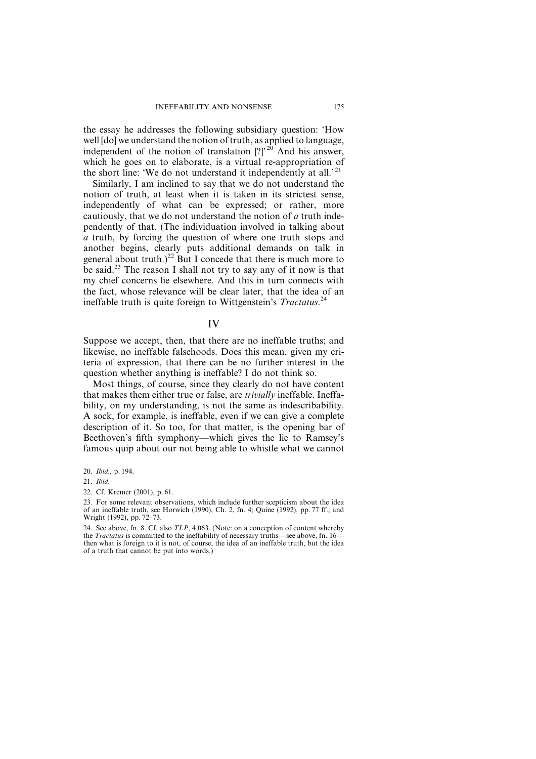the essay he addresses the following subsidiary question: 'How well [do] we understand the notion of truth, as applied to language, independent of the notion of translation [?]'[20] And his answer, which he goes on to elaborate, is a virtual re-appropriation of the short line: 'We do not understand it independently at all.'[21]

Similarly, I am inclined to say that we do not understand the notion of truth, at least when it is taken in its strictest sense, independently of what can be expressed; or rather, more cautiously, that we do not understand the notion of *a* truth independently of that. (The individuation involved in talking about *a* truth, by forcing the question of where one truth stops and another begins, clearly puts additional demands on talk in general about truth.)[22] But I concede that there is much more to be said.[23] The reason I shall not try to say any of it now is that my chief concerns lie elsewhere. And this in turn connects with the fact, whose relevance will be clear later, that the idea of an ineffable truth is quite foreign to Wittgenstein's *Tractatus*.[24]

## IV

Suppose we accept, then, that there are no ineffable truths; and likewise, no ineffable falsehoods. Does this mean, given my criteria of expression, that there can be no further interest in the question whether anything is ineffable? I do not think so.

Most things, of course, since they clearly do not have content that makes them either true or false, are *trivially* ineffable. Ineffability, on my understanding, is not the same as indescribability. A sock, for example, is ineffable, even if we can give a complete description of it. So too, for that matter, is the opening bar of Beethoven's fifth symphony—which gives the lie to Ramsey's famous quip about our not being able to whistle what we cannot

20. *Ibid.*, p. 194.

21. *Ibid.*

22. Cf. Kremer (2001), p. 61.

23. For some relevant observations, which include further scepticism about the idea of an ineffable truth, see Horwich (1990), Ch. 2, fn. 4; Quine (1992), pp. 77 ff.; and Wright (1992), pp. 72–73.

24. See above, fn. 8. Cf. also *TLP*, 4.063. (Note: on a conception of content whereby the *Tractatus* is committed to the ineffability of necessary truths—see above, fn. 16—then what is foreign to it is not, of course, the idea of an ineffable truth, but the idea of a truth that cannot be put into words.)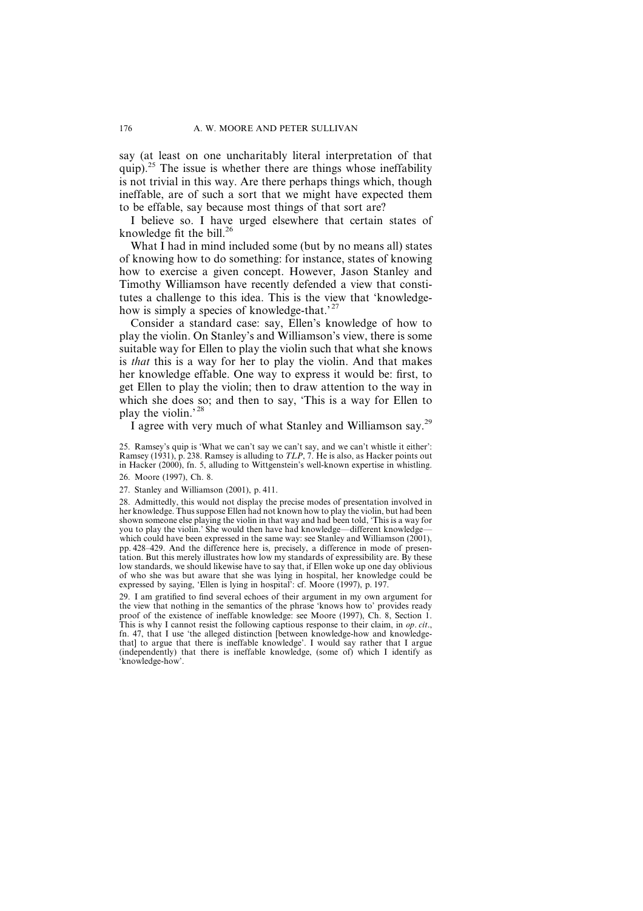say (at least on one uncharitably literal interpretation of that quip).[25] The issue is whether there are things whose ineffability is not trivial in this way. Are there perhaps things which, though ineffable, are of such a sort that we might have expected them to be effable, say because most things of that sort are?

I believe so. I have urged elsewhere that certain states of knowledge fit the bill.[26]

What I had in mind included some (but by no means all) states of knowing how to do something: for instance, states of knowing how to exercise a given concept. However, Jason Stanley and Timothy Williamson have recently defended a view that constitutes a challenge to this idea. This is the view that 'knowledge-how is simply a species of knowledge-that.'[27]

Consider a standard case: say, Ellen's knowledge of how to play the violin. On Stanley's and Williamson's view, there is some suitable way for Ellen to play the violin such that what she knows is *that* this is a way for her to play the violin. And that makes her knowledge effable. One way to express it would be: first, to get Ellen to play the violin; then to draw attention to the way in which she does so; and then to say, 'This is a way for Ellen to play the violin.'[28]

I agree with very much of what Stanley and Williamson say.[29]

25. Ramsey's quip is 'What we can't say we can't say, and we can't whistle it either': Ramsey (1931), p. 238. Ramsey is alluding to *TLP*, 7. He is also, as Hacker points out in Hacker (2000), fn. 5, alluding to Wittgenstein's well-known expertise in whistling.

26. Moore (1997), Ch. 8.

27. Stanley and Williamson (2001), p. 411.

28. Admittedly, this would not display the precise modes of presentation involved in her knowledge. Thus suppose Ellen had not known how to play the violin, but had been shown someone else playing the violin in that way and had been told, 'This is a way for you to play the violin.' She would then have had knowledge—different knowledge—which could have been expressed in the same way: see Stanley and Williamson (2001), pp. 428–429. And the difference here is, precisely, a difference in mode of presentation. But this merely illustrates how low my standards of expressibility are. By these low standards, we should likewise have to say that, if Ellen woke up one day oblivious of who she was but aware that she was lying in hospital, her knowledge could be expressed by saying, 'Ellen is lying in hospital': cf. Moore (1997), p. 197.

29. I am gratified to find several echoes of their argument in my own argument for the view that nothing in the semantics of the phrase 'knows how to' provides ready proof of the existence of ineffable knowledge: see Moore (1997), Ch. 8, Section 1. This is why I cannot resist the following captious response to their claim, in *op. cit*., fn. 47, that I use 'the alleged distinction [between knowledge-how and knowledge-that] to argue that there is ineffable knowledge'. I would say rather that I argue (independently) that there is ineffable knowledge, (some of) which I identify as 'knowledge-how'.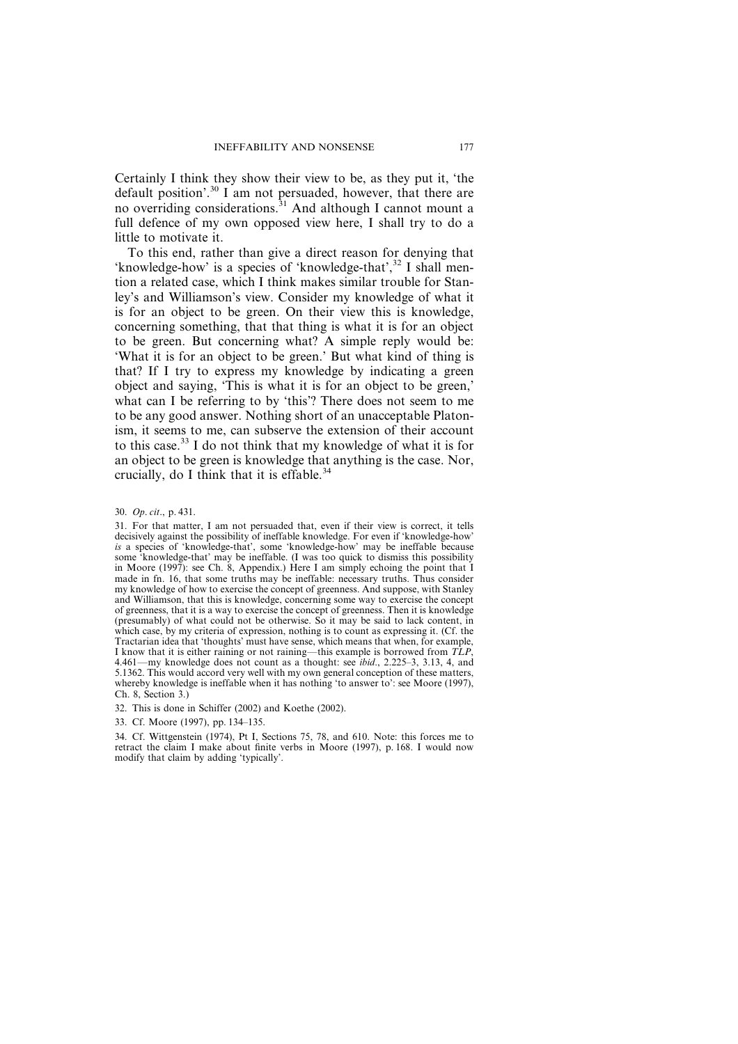Certainly I think they show their view to be, as they put it, 'the default position'.[30] I am not persuaded, however, that there are no overriding considerations.[31] And although I cannot mount a full defence of my own opposed view here, I shall try to do a little to motivate it.

To this end, rather than give a direct reason for denying that 'knowledge-how' is a species of 'knowledge-that',[32] I shall mention a related case, which I think makes similar trouble for Stanley's and Williamson's view. Consider my knowledge of what it is for an object to be green. On their view this is knowledge, concerning something, that that thing is what it is for an object to be green. But concerning what? A simple reply would be: 'What it is for an object to be green.' But what kind of thing is that? If I try to express my knowledge by indicating a green object and saying, 'This is what it is for an object to be green,' what can I be referring to by 'this'? There does not seem to me to be any good answer. Nothing short of an unacceptable Platonism, it seems to me, can subserve the extension of their account to this case.[33] I do not think that my knowledge of what it is for an object to be green is knowledge that anything is the case. Nor, crucially, do I think that it is effable.[34]

30. *Op. cit.*, p. 431.

31. For that matter, I am not persuaded that, even if their view is correct, it tells decisively against the possibility of ineffable knowledge. For even if 'knowledge-how' *is* a species of 'knowledge-that', some 'knowledge-how' may be ineffable because some 'knowledge-that' may be ineffable. (I was too quick to dismiss this possibility in Moore (1997): see Ch. 8, Appendix.) Here I am simply echoing the point that I made in fn. 16, that some truths may be ineffable: necessary truths. Thus consider my knowledge of how to exercise the concept of greenness. And suppose, with Stanley and Williamson, that this is knowledge, concerning some way to exercise the concept of greenness, that it is a way to exercise the concept of greenness. Then it is knowledge (presumably) of what could not be otherwise. So it may be said to lack content, in which case, by my criteria of expression, nothing is to count as expressing it. (Cf. the Tractarian idea that 'thoughts' must have sense, which means that when, for example, I know that it is either raining or not raining—this example is borrowed from *TLP*, 4.461—my knowledge does not count as a thought: see *ibid*., 2.225–3, 3.13, 4, and 5.1362. This would accord very well with my own general conception of these matters, whereby knowledge is ineffable when it has nothing 'to answer to': see Moore (1997), Ch. 8, Section 3.)

32. This is done in Schiffer (2002) and Koethe (2002).

33. Cf. Moore (1997), pp. 134–135.

34. Cf. Wittgenstein (1974), Pt I, Sections 75, 78, and 610. Note: this forces me to retract the claim I make about finite verbs in Moore (1997), p. 168. I would now modify that claim by adding 'typically'.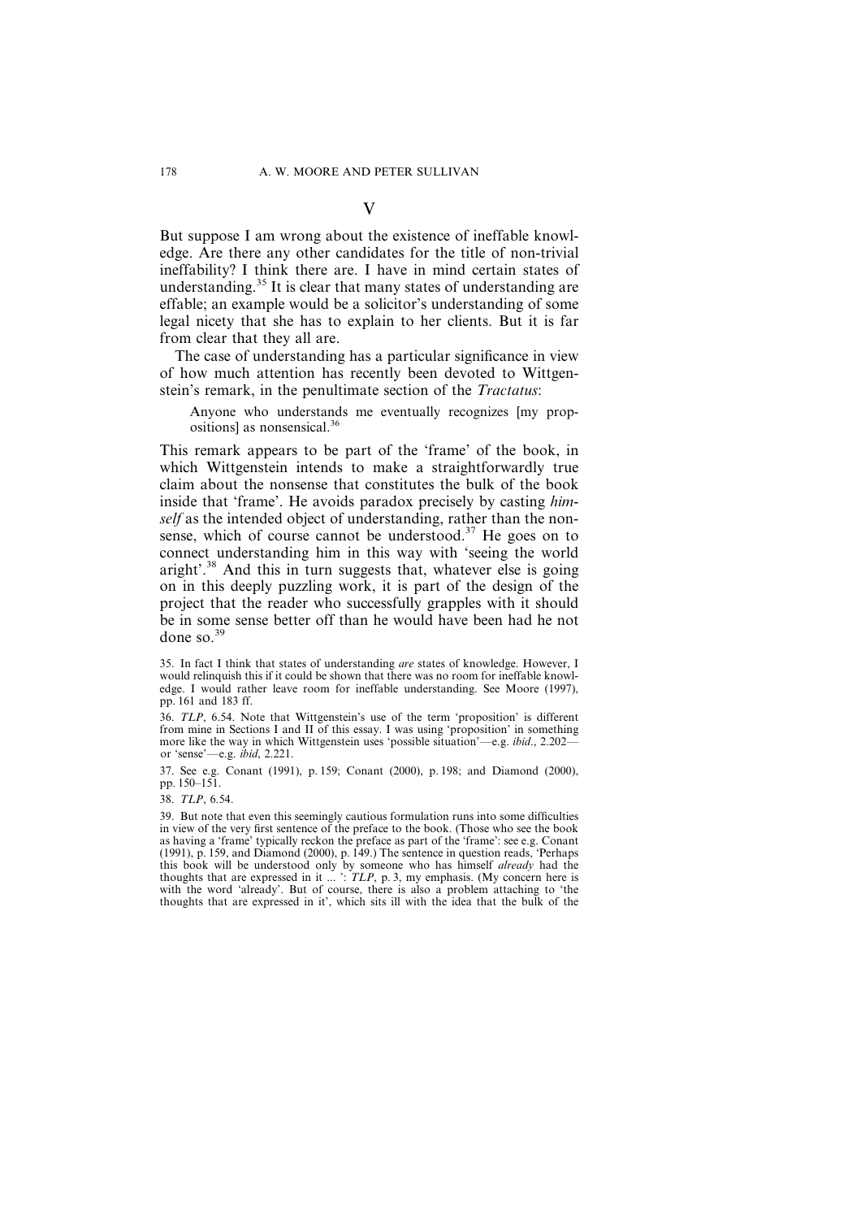## V

But suppose I am wrong about the existence of ineffable knowledge. Are there any other candidates for the title of non-trivial ineffability? I think there are. I have in mind certain states of understanding.[35] It is clear that many states of understanding are effable; an example would be a solicitor's understanding of some legal nicety that she has to explain to her clients. But it is far from clear that they all are.

The case of understanding has a particular significance in view of how much attention has recently been devoted to Wittgenstein's remark, in the penultimate section of the *Tractatus*:

> Anyone who understands me eventually recognizes [my propositions] as nonsensical.[36]

This remark appears to be part of the 'frame' of the book, in which Wittgenstein intends to make a straightforwardly true claim about the nonsense that constitutes the bulk of the book inside that 'frame'. He avoids paradox precisely by casting *himself* as the intended object of understanding, rather than the nonsense, which of course cannot be understood.[37] He goes on to connect understanding him in this way with 'seeing the world aright'.[38] And this in turn suggests that, whatever else is going on in this deeply puzzling work, it is part of the design of the project that the reader who successfully grapples with it should be in some sense better off than he would have been had he not done so.[39]

35. In fact I think that states of understanding *are* states of knowledge. However, I would relinquish this if it could be shown that there was no room for ineffable knowledge. I would rather leave room for ineffable understanding. See Moore (1997), pp. 161 and 183 ff.

36. *TLP*, 6.54. Note that Wittgenstein's use of the term 'proposition' is different from mine in Sections I and II of this essay. I was using 'proposition' in something more like the way in which Wittgenstein uses 'possible situation'—e.g. *ibid*., 2.202—or 'sense'—e.g. *ibid*, 2.221.

37. See e.g. Conant (1991), p. 159; Conant (2000), p. 198; and Diamond (2000), pp. 150–151.

38. *TLP*, 6.54.

39. But note that even this seemingly cautious formulation runs into some difficulties in view of the very first sentence of the preface to the book. (Those who see the book as having a 'frame' typically reckon the preface as part of the 'frame': see e.g. Conant (1991), p. 159, and Diamond (2000), p. 149.) The sentence in question reads, 'Perhaps this book will be understood only by someone who has himself *already* had the thoughts that are expressed in it ... ': *TLP*, p. 3, my emphasis. (My concern here is with the word 'already'. But of course, there is also a problem attaching to 'the thoughts that are expressed in it', which sits ill with the idea that the bulk of the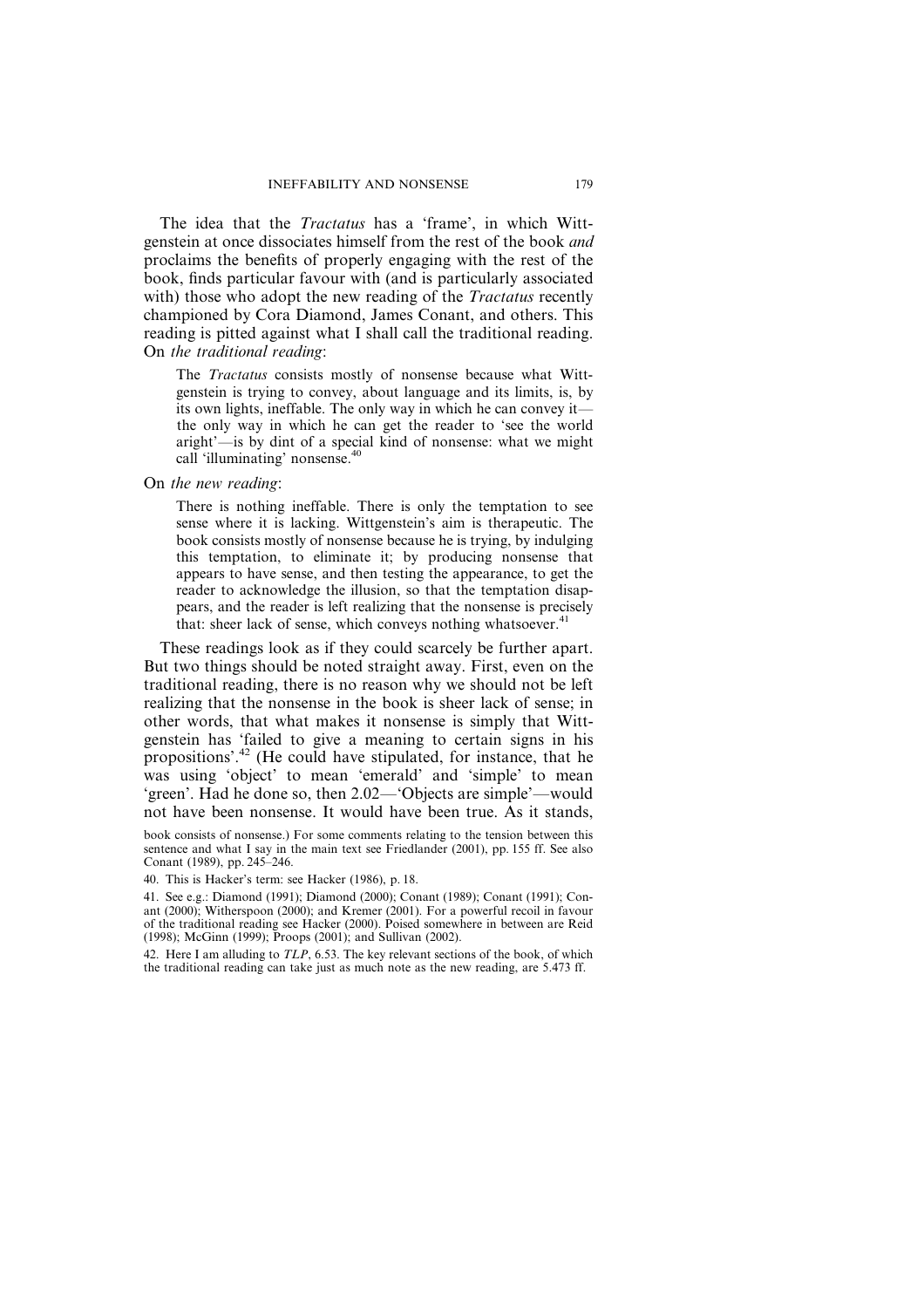The idea that the *Tractatus* has a 'frame', in which Wittgenstein at once dissociates himself from the rest of the book *and* proclaims the benefits of properly engaging with the rest of the book, finds particular favour with (and is particularly associated with) those who adopt the new reading of the *Tractatus* recently championed by Cora Diamond, James Conant, and others. This reading is pitted against what I shall call the traditional reading. On *the traditional reading*:

> The *Tractatus* consists mostly of nonsense because what Wittgenstein is trying to convey, about language and its limits, is, by its own lights, ineffable. The only way in which he can convey it—the only way in which he can get the reader to 'see the world aright'—is by dint of a special kind of nonsense: what we might call 'illuminating' nonsense.[40]

On *the new reading*:

> There is nothing ineffable. There is only the temptation to see sense where it is lacking. Wittgenstein's aim is therapeutic. The book consists mostly of nonsense because he is trying, by indulging this temptation, to eliminate it; by producing nonsense that appears to have sense, and then testing the appearance, to get the reader to acknowledge the illusion, so that the temptation disappears, and the reader is left realizing that the nonsense is precisely that: sheer lack of sense, which conveys nothing whatsoever.[41]

These readings look as if they could scarcely be further apart. But two things should be noted straight away. First, even on the traditional reading, there is no reason why we should not be left realizing that the nonsense in the book is sheer lack of sense; in other words, that what makes it nonsense is simply that Wittgenstein has 'failed to give a meaning to certain signs in his propositions'.[42] (He could have stipulated, for instance, that he was using 'object' to mean 'emerald' and 'simple' to mean 'green'. Had he done so, then 2.02—'Objects are simple'—would not have been nonsense. It would have been true. As it stands,

book consists of nonsense.) For some comments relating to the tension between this sentence and what I say in the main text see Friedlander (2001), pp. 155 ff. See also Conant (1989), pp. 245–246.

40. This is Hacker's term: see Hacker (1986), p. 18.

41. See e.g.: Diamond (1991); Diamond (2000); Conant (1989); Conant (1991); Conant (2000); Witherspoon (2000); and Kremer (2001). For a powerful recoil in favour of the traditional reading see Hacker (2000). Poised somewhere in between are Reid (1998); McGinn (1999); Proops (2001); and Sullivan (2002).

42. Here I am alluding to *TLP*, 6.53. The key relevant sections of the book, of which the traditional reading can take just as much note as the new reading, are 5.473 ff.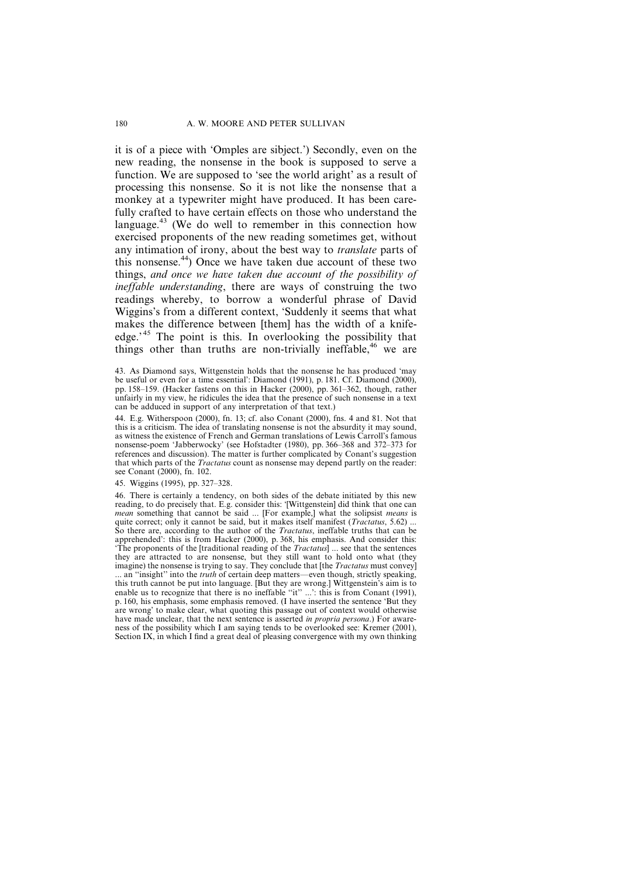it is of a piece with 'Omples are sibject.') Secondly, even on the new reading, the nonsense in the book is supposed to serve a function. We are supposed to 'see the world aright' as a result of processing this nonsense. So it is not like the nonsense that a monkey at a typewriter might have produced. It has been carefully crafted to have certain effects on those who understand the language.[43] (We do well to remember in this connection how exercised proponents of the new reading sometimes get, without any intimation of irony, about the best way to *translate* parts of this nonsense.[44]) Once we have taken due account of these two things, *and once we have taken due account of the possibility of ineffable understanding*, there are ways of construing the two readings whereby, to borrow a wonderful phrase of David Wiggins's from a different context, 'Suddenly it seems that what makes the difference between [them] has the width of a knife-edge.'[45] The point is this. In overlooking the possibility that things other than truths are non-trivially ineffable,[46] we are

43. As Diamond says, Wittgenstein holds that the nonsense he has produced 'may be useful or even for a time essential': Diamond (1991), p. 181. Cf. Diamond (2000), pp. 158–159. (Hacker fastens on this in Hacker (2000), pp. 361–362, though, rather unfairly in my view, he ridicules the idea that the presence of such nonsense in a text can be adduced in support of any interpretation of that text.)

44. E.g. Witherspoon (2000), fn. 13; cf. also Conant (2000), fns. 4 and 81. Not that this is a criticism. The idea of translating nonsense is not the absurdity it may sound, as witness the existence of French and German translations of Lewis Carroll's famous nonsense-poem 'Jabberwocky' (see Hofstadter (1980), pp. 366–368 and 372–373 for references and discussion). The matter is further complicated by Conant's suggestion that which parts of the *Tractatus* count as nonsense may depend partly on the reader: see Conant (2000), fn. 102.

45. Wiggins (1995), pp. 327–328.

46. There is certainly a tendency, on both sides of the debate initiated by this new reading, to do precisely that. E.g. consider this: '[Wittgenstein] did think that one can *mean* something that cannot be said ... [For example,] what the solipsist *means* is quite correct; only it cannot be said, but it makes itself manifest (*Tractatus*, 5.62) ... So there are, according to the author of the *Tractatus*, ineffable truths that can be apprehended': this is from Hacker (2000), p. 368, his emphasis. And consider this: 'The proponents of the [traditional reading of the *Tractatus*] ... see that the sentences they are attracted to are nonsense, but they still want to hold onto what (they imagine) the nonsense is trying to say. They conclude that [the *Tractatus* must convey] ... an "insight" into the *truth* of certain deep matters—even though, strictly speaking, this truth cannot be put into language. [But they are wrong.] Wittgenstein's aim is to enable us to recognize that there is no ineffable "it" ...': this is from Conant (1991), p. 160, his emphasis, some emphasis removed. (I have inserted the sentence 'But they are wrong' to make clear, what quoting this passage out of context would otherwise have made unclear, that the next sentence is asserted *in propria persona*.) For awareness of the possibility which I am saying tends to be overlooked see: Kremer (2001), Section IX, in which I find a great deal of pleasing convergence with my own thinking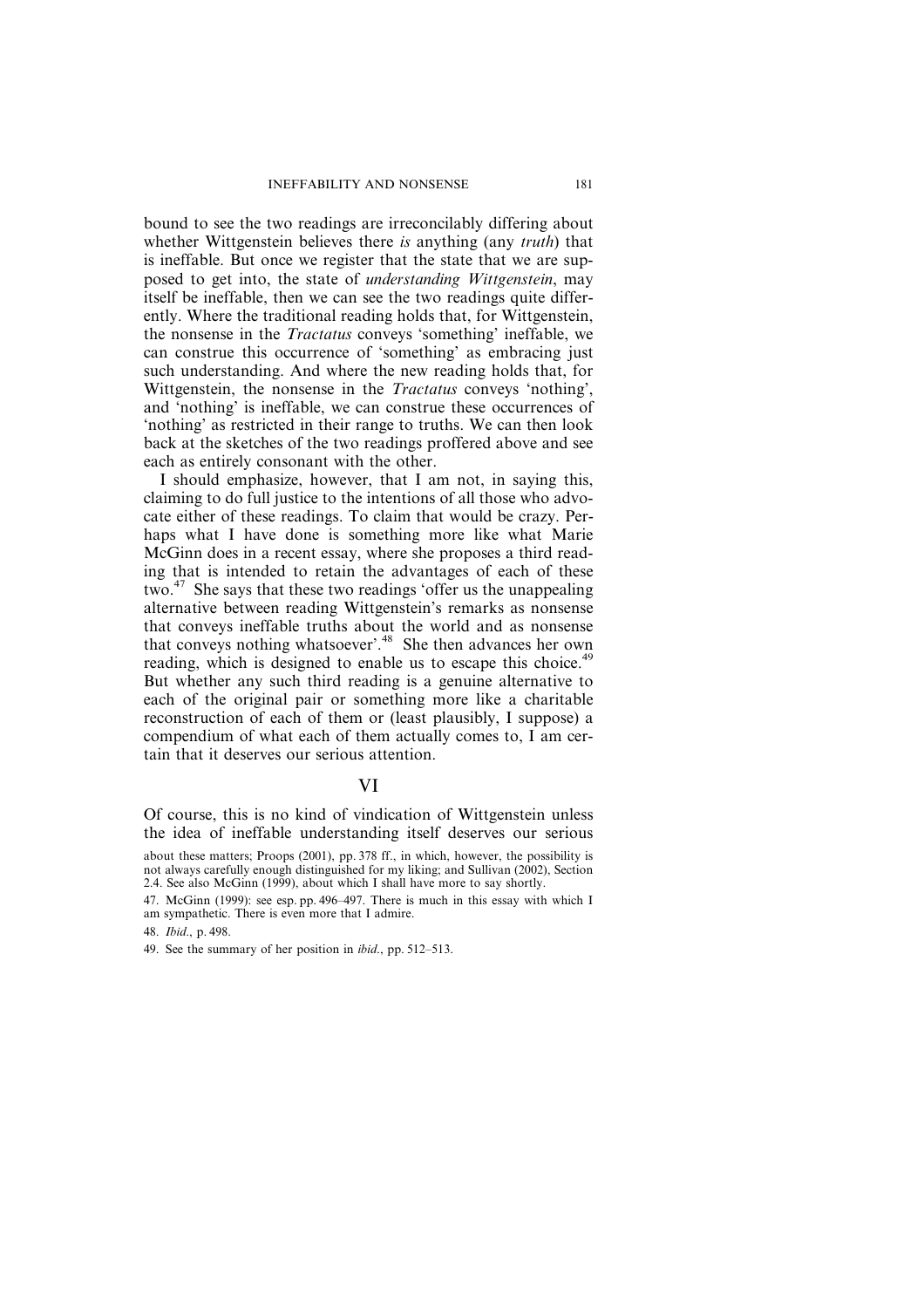bound to see the two readings are irreconcilably differing about whether Wittgenstein believes there *is* anything (any *truth*) that is ineffable. But once we register that the state that we are supposed to get into, the state of *understanding Wittgenstein*, may itself be ineffable, then we can see the two readings quite differently. Where the traditional reading holds that, for Wittgenstein, the nonsense in the *Tractatus* conveys 'something' ineffable, we can construe this occurrence of 'something' as embracing just such understanding. And where the new reading holds that, for Wittgenstein, the nonsense in the *Tractatus* conveys 'nothing', and 'nothing' is ineffable, we can construe these occurrences of 'nothing' as restricted in their range to truths. We can then look back at the sketches of the two readings proffered above and see each as entirely consonant with the other.

I should emphasize, however, that I am not, in saying this, claiming to do full justice to the intentions of all those who advocate either of these readings. To claim that would be crazy. Perhaps what I have done is something more like what Marie McGinn does in a recent essay, where she proposes a third reading that is intended to retain the advantages of each of these two.[47] She says that these two readings 'offer us the unappealing alternative between reading Wittgenstein's remarks as nonsense that conveys ineffable truths about the world and as nonsense that conveys nothing whatsoever'.[48] She then advances her own reading, which is designed to enable us to escape this choice.[49] But whether any such third reading is a genuine alternative to each of the original pair or something more like a charitable reconstruction of each of them or (least plausibly, I suppose) a compendium of what each of them actually comes to, I am certain that it deserves our serious attention.

## VI

Of course, this is no kind of vindication of Wittgenstein unless the idea of ineffable understanding itself deserves our serious

about these matters; Proops (2001), pp. 378 ff., in which, however, the possibility is not always carefully enough distinguished for my liking; and Sullivan (2002), Section 2.4. See also McGinn (1999), about which I shall have more to say shortly.

47. McGinn (1999): see esp. pp. 496–497. There is much in this essay with which I am sympathetic. There is even more that I admire.

48. *Ibid*., p. 498.

49. See the summary of her position in *ibid*., pp. 512–513.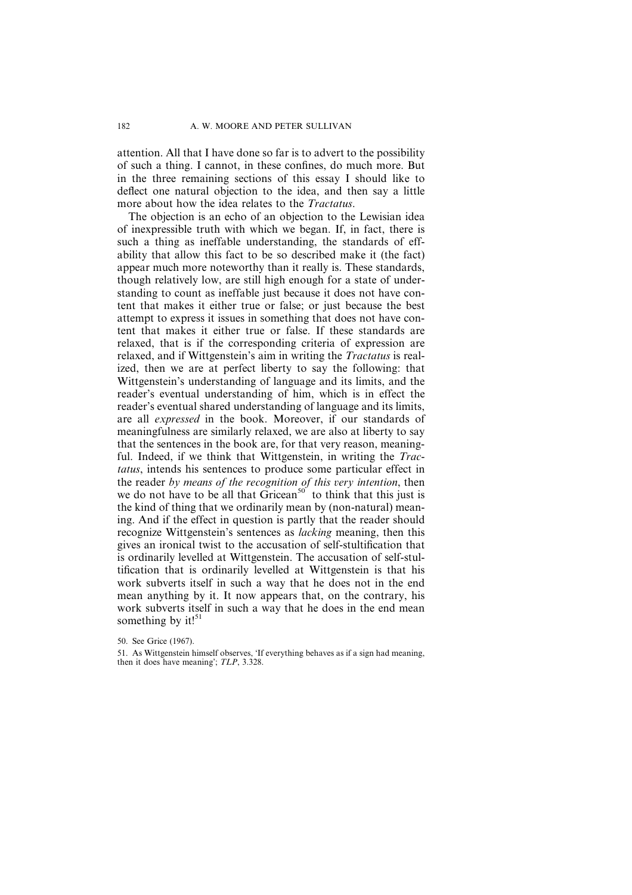attention. All that I have done so far is to advert to the possibility of such a thing. I cannot, in these confines, do much more. But in the three remaining sections of this essay I should like to deflect one natural objection to the idea, and then say a little more about how the idea relates to the *Tractatus*.

The objection is an echo of an objection to the Lewisian idea of inexpressible truth with which we began. If, in fact, there is such a thing as ineffable understanding, the standards of effability that allow this fact to be so described make it (the fact) appear much more noteworthy than it really is. These standards, though relatively low, are still high enough for a state of understanding to count as ineffable just because it does not have content that makes it either true or false; or just because the best attempt to express it issues in something that does not have content that makes it either true or false. If these standards are relaxed, that is if the corresponding criteria of expression are relaxed, and if Wittgenstein's aim in writing the *Tractatus* is realized, then we are at perfect liberty to say the following: that Wittgenstein's understanding of language and its limits, and the reader's eventual understanding of him, which is in effect the reader's eventual shared understanding of language and its limits, are all *expressed* in the book. Moreover, if our standards of meaningfulness are similarly relaxed, we are also at liberty to say that the sentences in the book are, for that very reason, meaningful. Indeed, if we think that Wittgenstein, in writing the *Tractatus*, intends his sentences to produce some particular effect in the reader *by means of the recognition of this very intention*, then we do not have to be all that Gricean[50] to think that this just is the kind of thing that we ordinarily mean by (non-natural) meaning. And if the effect in question is partly that the reader should recognize Wittgenstein's sentences as *lacking* meaning, then this gives an ironical twist to the accusation of self-stultification that is ordinarily levelled at Wittgenstein. The accusation of self-stultification that is ordinarily levelled at Wittgenstein is that his work subverts itself in such a way that he does not in the end mean anything by it. It now appears that, on the contrary, his work subverts itself in such a way that he does in the end mean something by it![51]

50. See Grice (1967).

51. As Wittgenstein himself observes, 'If everything behaves as if a sign had meaning, then it does have meaning'; *TLP*, 3.328.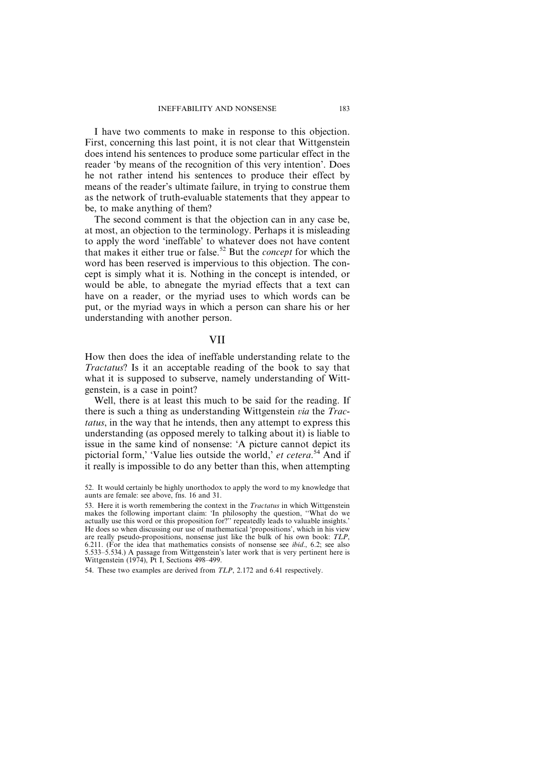I have two comments to make in response to this objection. First, concerning this last point, it is not clear that Wittgenstein does intend his sentences to produce some particular effect in the reader 'by means of the recognition of this very intention'. Does he not rather intend his sentences to produce their effect by means of the reader's ultimate failure, in trying to construe them as the network of truth-evaluable statements that they appear to be, to make anything of them?

The second comment is that the objection can in any case be, at most, an objection to the terminology. Perhaps it is misleading to apply the word 'ineffable' to whatever does not have content that makes it either true or false.[52] But the *concept* for which the word has been reserved is impervious to this objection. The concept is simply what it is. Nothing in the concept is intended, or would be able, to abnegate the myriad effects that a text can have on a reader, or the myriad uses to which words can be put, or the myriad ways in which a person can share his or her understanding with another person.

## VII

How then does the idea of ineffable understanding relate to the *Tractatus*? Is it an acceptable reading of the book to say that what it is supposed to subserve, namely understanding of Wittgenstein, is a case in point?

Well, there is at least this much to be said for the reading. If there is such a thing as understanding Wittgenstein *via* the *Tractatus*, in the way that he intends, then any attempt to express this understanding (as opposed merely to talking about it) is liable to issue in the same kind of nonsense: 'A picture cannot depict its pictorial form,' 'Value lies outside the world,' *et cetera*.[54] And if it really is impossible to do any better than this, when attempting

---

52. It would certainly be highly unorthodox to apply the word to my knowledge that aunts are female: see above, fns. 16 and 31.

53. Here it is worth remembering the context in the *Tractatus* in which Wittgenstein makes the following important claim: 'In philosophy the question, "What do we actually use this word or this proposition for?" repeatedly leads to valuable insights.' He does so when discussing our use of mathematical 'propositions', which in his view are really pseudo-propositions, nonsense just like the bulk of his own book: *TLP*, 6.211. (For the idea that mathematics consists of nonsense see *ibid*., 6.2; see also 5.533–5.534.) A passage from Wittgenstein's later work that is very pertinent here is Wittgenstein (1974), Pt I, Sections 498–499.

54. These two examples are derived from *TLP*, 2.172 and 6.41 respectively.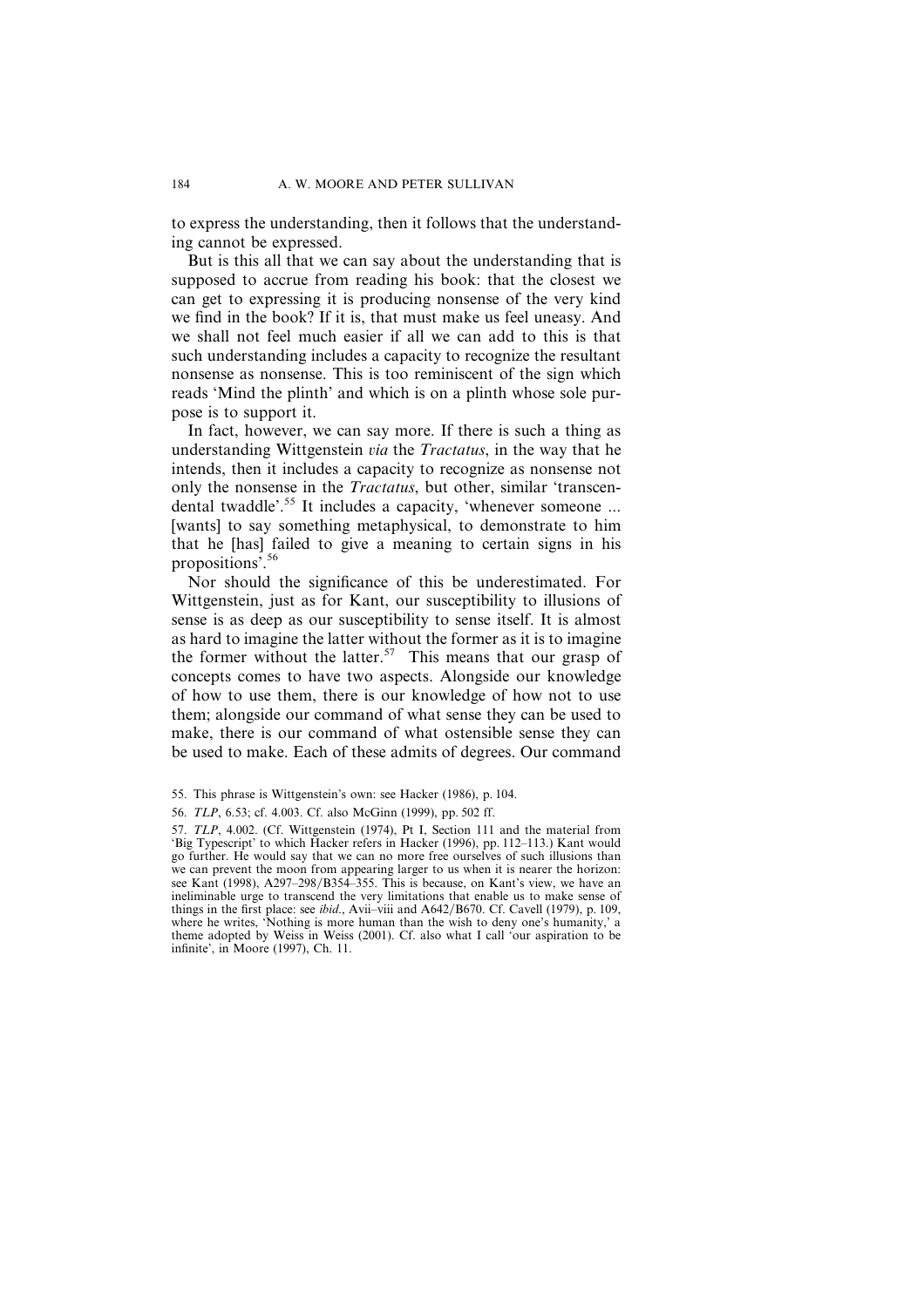to express the understanding, then it follows that the understanding cannot be expressed.

But is this all that we can say about the understanding that is supposed to accrue from reading his book: that the closest we can get to expressing it is producing nonsense of the very kind we find in the book? If it is, that must make us feel uneasy. And we shall not feel much easier if all we can add to this is that such understanding includes a capacity to recognize the resultant nonsense as nonsense. This is too reminiscent of the sign which reads 'Mind the plinth' and which is on a plinth whose sole purpose is to support it.

In fact, however, we can say more. If there is such a thing as understanding Wittgenstein *via* the *Tractatus*, in the way that he intends, then it includes a capacity to recognize as nonsense not only the nonsense in the *Tractatus*, but other, similar 'transcendental twaddle'.[55] It includes a capacity, 'whenever someone ... [wants] to say something metaphysical, to demonstrate to him that he [has] failed to give a meaning to certain signs in his propositions'.[56]

Nor should the significance of this be underestimated. For Wittgenstein, just as for Kant, our susceptibility to illusions of sense is as deep as our susceptibility to sense itself. It is almost as hard to imagine the latter without the former as it is to imagine the former without the latter.[57] This means that our grasp of concepts comes to have two aspects. Alongside our knowledge of how to use them, there is our knowledge of how not to use them; alongside our command of what sense they can be used to make, there is our command of what ostensible sense they can be used to make. Each of these admits of degrees. Our command

55. This phrase is Wittgenstein's own: see Hacker (1986), p. 104.

56. *TLP*, 6.53; cf. 4.003. Cf. also McGinn (1999), pp. 502 ff.

57. *TLP*, 4.002. (Cf. Wittgenstein (1974), Pt I, Section 111 and the material from 'Big Typescript' to which Hacker refers in Hacker (1996), pp. 112–113.) Kant would go further. He would say that we can no more free ourselves of such illusions than we can prevent the moon from appearing larger to us when it is nearer the horizon: see Kant (1998), A297–298/B354–355. This is because, on Kant's view, we have an ineliminable urge to transcend the very limitations that enable us to make sense of things in the first place: see *ibid.*, Avii–viii and A642/B670. Cf. Cavell (1979), p. 109, where he writes, 'Nothing is more human than the wish to deny one's humanity,' a theme adopted by Weiss in Weiss (2001). Cf. also what I call 'our aspiration to be infinite', in Moore (1997), Ch. 11.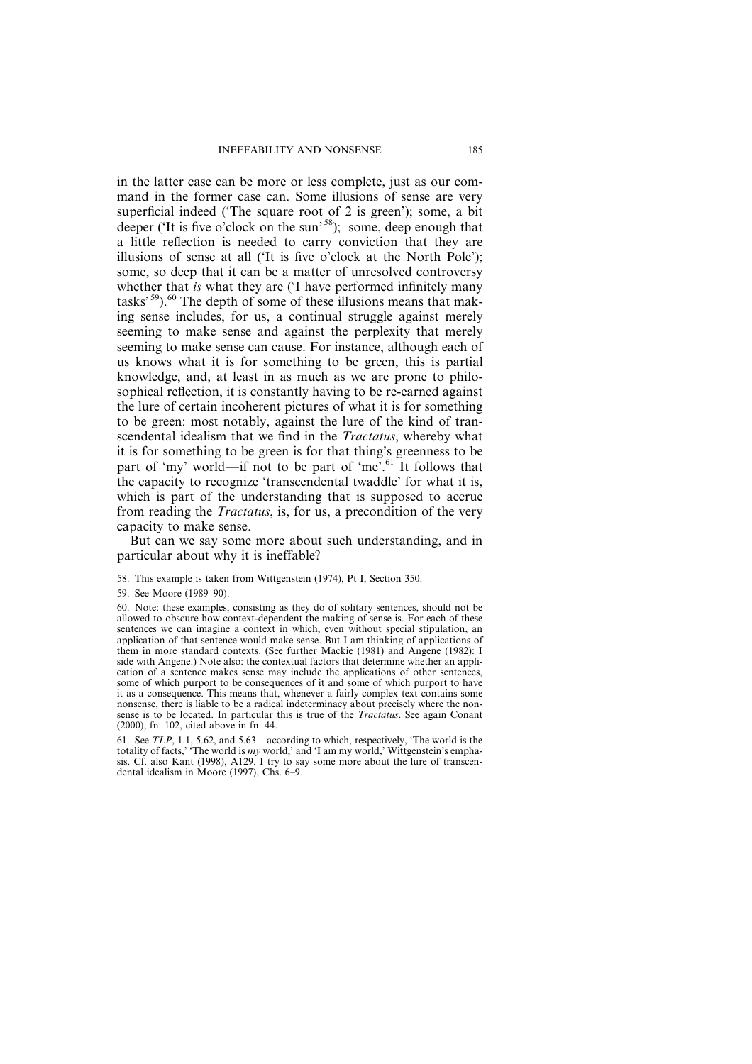in the latter case can be more or less complete, just as our command in the former case can. Some illusions of sense are very superficial indeed ('The square root of 2 is green'); some, a bit deeper ('It is five o'clock on the sun'[58]); some, deep enough that a little reflection is needed to carry conviction that they are illusions of sense at all ('It is five o'clock at the North Pole'); some, so deep that it can be a matter of unresolved controversy whether that *is* what they are ('I have performed infinitely many tasks'[59]).[60] The depth of some of these illusions means that making sense includes, for us, a continual struggle against merely seeming to make sense and against the perplexity that merely seeming to make sense can cause. For instance, although each of us knows what it is for something to be green, this is partial knowledge, and, at least in as much as we are prone to philosophical reflection, it is constantly having to be re-earned against the lure of certain incoherent pictures of what it is for something to be green: most notably, against the lure of the kind of transcendental idealism that we find in the *Tractatus*, whereby what it is for something to be green is for that thing's greenness to be part of 'my' world—if not to be part of 'me'.[61] It follows that the capacity to recognize 'transcendental twaddle' for what it is, which is part of the understanding that is supposed to accrue from reading the *Tractatus*, is, for us, a precondition of the very capacity to make sense.

But can we say some more about such understanding, and in particular about why it is ineffable?

58. This example is taken from Wittgenstein (1974), Pt I, Section 350.

59. See Moore (1989–90).

60. Note: these examples, consisting as they do of solitary sentences, should not be allowed to obscure how context-dependent the making of sense is. For each of these sentences we can imagine a context in which, even without special stipulation, an application of that sentence would make sense. But I am thinking of applications of them in more standard contexts. (See further Mackie (1981) and Angene (1982): I side with Angene.) Note also: the contextual factors that determine whether an application of a sentence makes sense may include the applications of other sentences, some of which purport to be consequences of it and some of which purport to have it as a consequence. This means that, whenever a fairly complex text contains some nonsense, there is liable to be a radical indeterminacy about precisely where the nonsense is to be located. In particular this is true of the *Tractatus*. See again Conant (2000), fn. 102, cited above in fn. 44.

61. See *TLP*, 1.1, 5.62, and 5.63—according to which, respectively, 'The world is the totality of facts,' 'The world is *my* world,' and 'I am my world,' Wittgenstein's emphasis. Cf. also Kant (1998), A129. I try to say some more about the lure of transcendental idealism in Moore (1997), Chs. 6–9.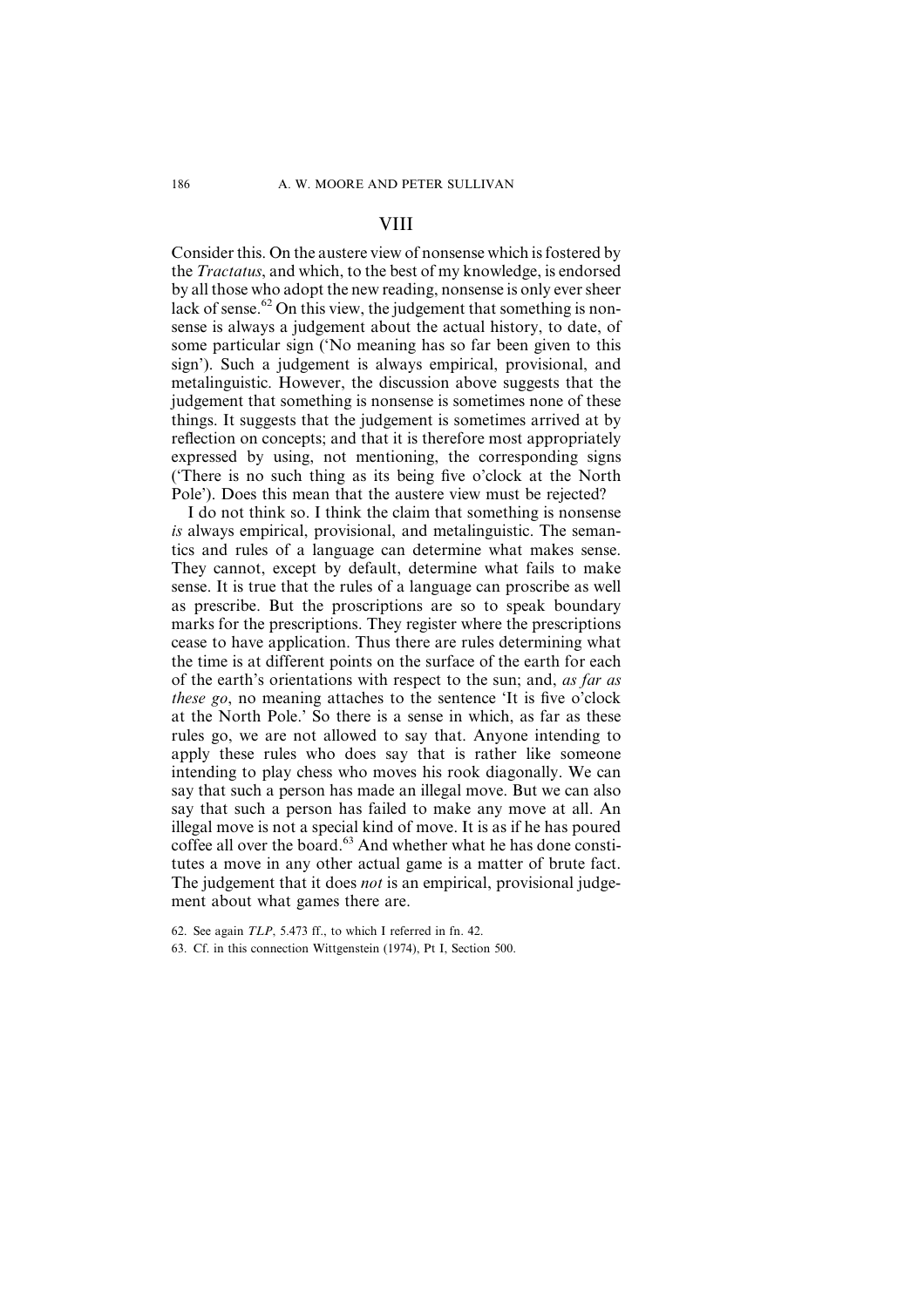## VIII

Consider this. On the austere view of nonsense which is fostered by the *Tractatus*, and which, to the best of my knowledge, is endorsed by all those who adopt the new reading, nonsense is only ever sheer lack of sense.[62] On this view, the judgement that something is nonsense is always a judgement about the actual history, to date, of some particular sign ('No meaning has so far been given to this sign'). Such a judgement is always empirical, provisional, and metalinguistic. However, the discussion above suggests that the judgement that something is nonsense is sometimes none of these things. It suggests that the judgement is sometimes arrived at by reflection on concepts; and that it is therefore most appropriately expressed by using, not mentioning, the corresponding signs ('There is no such thing as its being five o'clock at the North Pole'). Does this mean that the austere view must be rejected?

I do not think so. I think the claim that something is nonsense *is* always empirical, provisional, and metalinguistic. The semantics and rules of a language can determine what makes sense. They cannot, except by default, determine what fails to make sense. It is true that the rules of a language can proscribe as well as prescribe. But the proscriptions are so to speak boundary marks for the prescriptions. They register where the prescriptions cease to have application. Thus there are rules determining what the time is at different points on the surface of the earth for each of the earth's orientations with respect to the sun; and, *as far as these go*, no meaning attaches to the sentence 'It is five o'clock at the North Pole.' So there is a sense in which, as far as these rules go, we are not allowed to say that. Anyone intending to apply these rules who does say that is rather like someone intending to play chess who moves his rook diagonally. We can say that such a person has made an illegal move. But we can also say that such a person has failed to make any move at all. An illegal move is not a special kind of move. It is as if he has poured coffee all over the board.[63] And whether what he has done constitutes a move in any other actual game is a matter of brute fact. The judgement that it does *not* is an empirical, provisional judgement about what games there are.

62. See again *TLP*, 5.473 ff., to which I referred in fn. 42.

63. Cf. in this connection Wittgenstein (1974), Pt I, Section 500.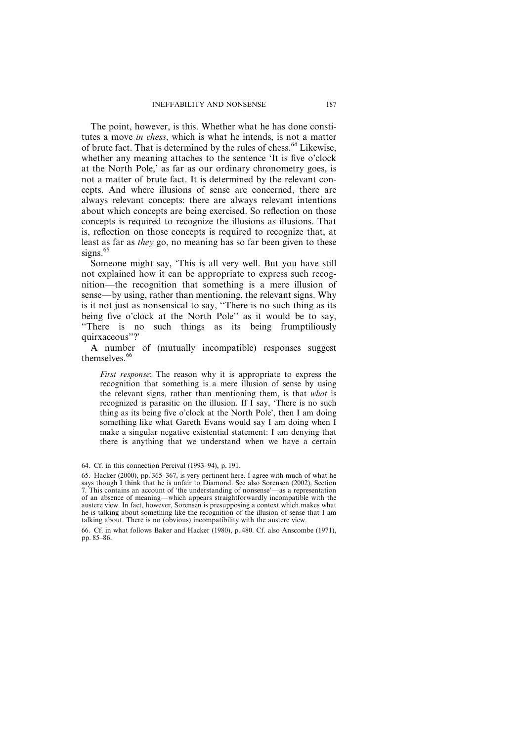The point, however, is this. Whether what he has done constitutes a move *in chess*, which is what he intends, is not a matter of brute fact. That is determined by the rules of chess.[64] Likewise, whether any meaning attaches to the sentence 'It is five o'clock at the North Pole,' as far as our ordinary chronometry goes, is not a matter of brute fact. It is determined by the relevant concepts. And where illusions of sense are concerned, there are always relevant concepts: there are always relevant intentions about which concepts are being exercised. So reflection on those concepts is required to recognize the illusions as illusions. That is, reflection on those concepts is required to recognize that, at least as far as *they* go, no meaning has so far been given to these signs.[65]

Someone might say, 'This is all very well. But you have still not explained how it can be appropriate to express such recognition—the recognition that something is a mere illusion of sense—by using, rather than mentioning, the relevant signs. Why is it not just as nonsensical to say, "There is no such thing as its being five o'clock at the North Pole" as it would be to say, "There is no such things as its being frumptiliously quirxaceous"?'

A number of (mutually incompatible) responses suggest themselves.[66]

> *First response*: The reason why it is appropriate to express the recognition that something is a mere illusion of sense by using the relevant signs, rather than mentioning them, is that *what* is recognized is parasitic on the illusion. If I say, 'There is no such thing as its being five o'clock at the North Pole', then I am doing something like what Gareth Evans would say I am doing when I make a singular negative existential statement: I am denying that there is anything that we understand when we have a certain

---

64. Cf. in this connection Percival (1993–94), p. 191.

65. Hacker (2000), pp. 365–367, is very pertinent here. I agree with much of what he says though I think that he is unfair to Diamond. See also Sorensen (2002), Section 7. This contains an account of 'the understanding of nonsense'—as a representation of an absence of meaning—which appears straightforwardly incompatible with the austere view. In fact, however, Sorensen is presupposing a context which makes what he is talking about something like the recognition of the illusion of sense that I am talking about. There is no (obvious) incompatibility with the austere view.

66. Cf. in what follows Baker and Hacker (1980), p. 480. Cf. also Anscombe (1971), pp. 85–86.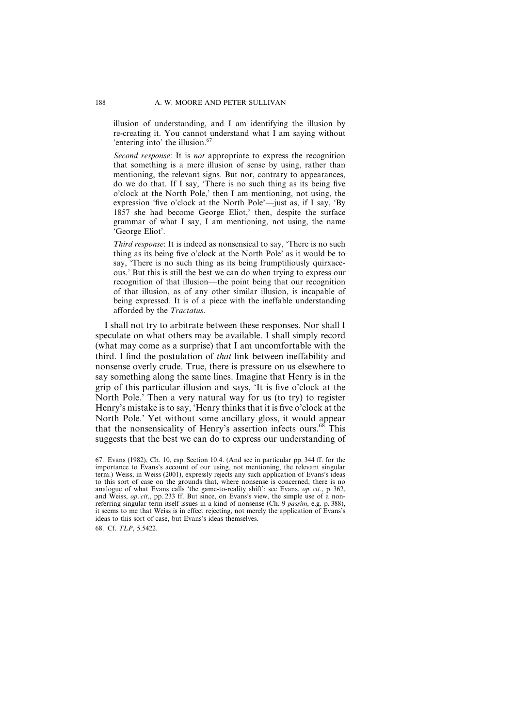illusion of understanding, and I am identifying the illusion by re-creating it. You cannot understand what I am saying without 'entering into' the illusion.[67]

*Second response*: It is *not* appropriate to express the recognition that something is a mere illusion of sense by using, rather than mentioning, the relevant signs. But nor, contrary to appearances, do we do that. If I say, 'There is no such thing as its being five o'clock at the North Pole,' then I am mentioning, not using, the expression 'five o'clock at the North Pole'—just as, if I say, 'By 1857 she had become George Eliot,' then, despite the surface grammar of what I say, I am mentioning, not using, the name 'George Eliot'.

*Third response*: It is indeed as nonsensical to say, 'There is no such thing as its being five o'clock at the North Pole' as it would be to say, 'There is no such thing as its being frumptiliously quirxaceous.' But this is still the best we can do when trying to express our recognition of that illusion—the point being that our recognition of that illusion, as of any other similar illusion, is incapable of being expressed. It is of a piece with the ineffable understanding afforded by the *Tractatus*.

I shall not try to arbitrate between these responses. Nor shall I speculate on what others may be available. I shall simply record (what may come as a surprise) that I am uncomfortable with the third. I find the postulation of *that* link between ineffability and nonsense overly crude. True, there is pressure on us elsewhere to say something along the same lines. Imagine that Henry is in the grip of this particular illusion and says, 'It is five o'clock at the North Pole.' Then a very natural way for us (to try) to register Henry's mistake is to say, 'Henry thinks that it is five o'clock at the North Pole.' Yet without some ancillary gloss, it would appear that the nonsensicality of Henry's assertion infects ours.[68] This suggests that the best we can do to express our understanding of

67. Evans (1982), Ch. 10, esp. Section 10.4. (And see in particular pp. 344 ff. for the importance to Evans's account of our using, not mentioning, the relevant singular term.) Weiss, in Weiss (2001), expressly rejects any such application of Evans's ideas to this sort of case on the grounds that, where nonsense is concerned, there is no analogue of what Evans calls 'the game-to-reality shift': see Evans, *op. cit.*, p. 362, and Weiss, *op. cit.*, pp. 233 ff. But since, on Evans's view, the simple use of a non-referring singular term itself issues in a kind of nonsense (Ch. 9 *passim*, e.g. p. 388), it seems to me that Weiss is in effect rejecting, not merely the application of Evans's ideas to this sort of case, but Evans's ideas themselves.

68. Cf. *TLP*, 5.5422.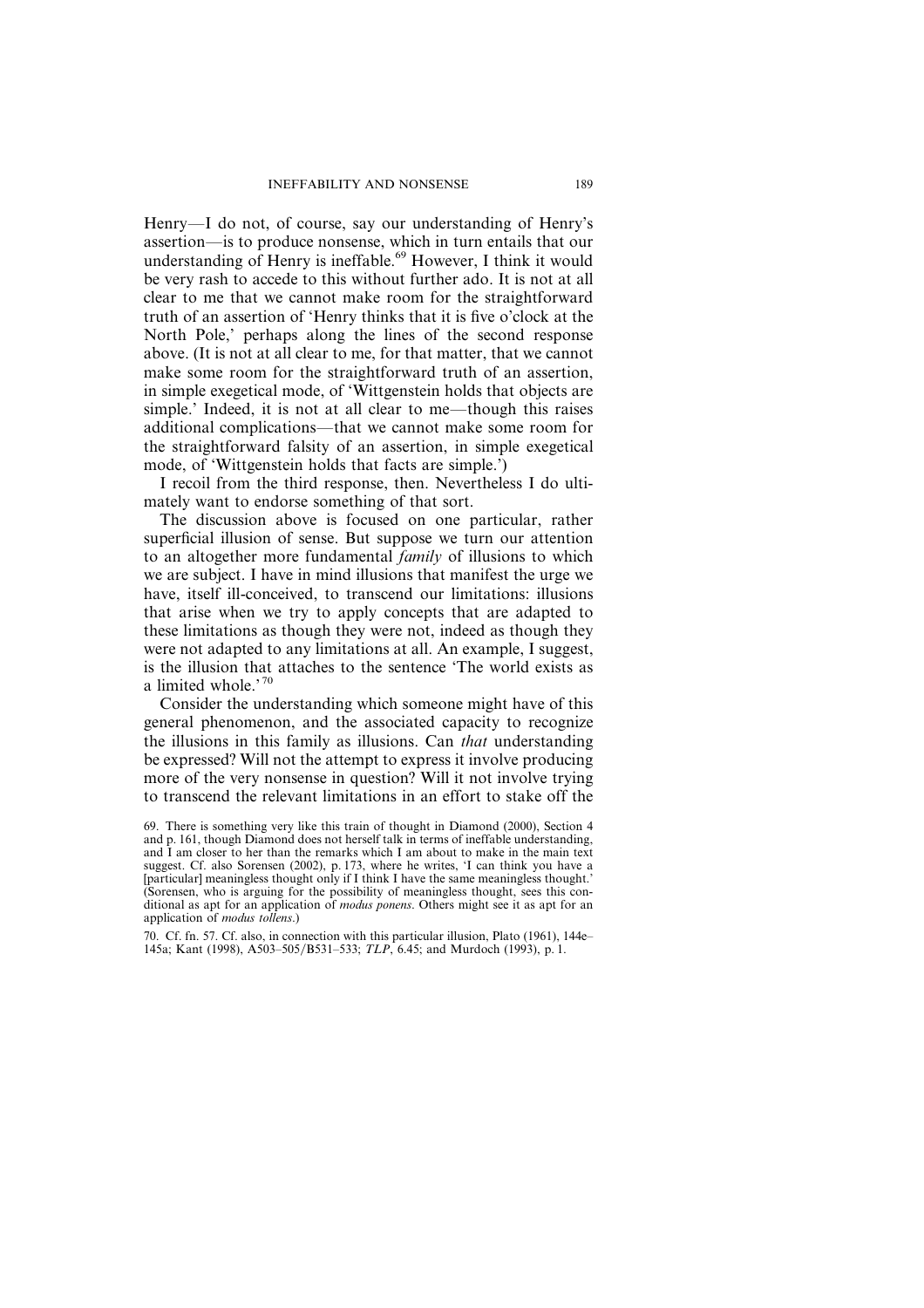Henry—I do not, of course, say our understanding of Henry's assertion—is to produce nonsense, which in turn entails that our understanding of Henry is ineffable.[69] However, I think it would be very rash to accede to this without further ado. It is not at all clear to me that we cannot make room for the straightforward truth of an assertion of 'Henry thinks that it is five o'clock at the North Pole,' perhaps along the lines of the second response above. (It is not at all clear to me, for that matter, that we cannot make some room for the straightforward truth of an assertion, in simple exegetical mode, of 'Wittgenstein holds that objects are simple.' Indeed, it is not at all clear to me—though this raises additional complications—that we cannot make some room for the straightforward falsity of an assertion, in simple exegetical mode, of 'Wittgenstein holds that facts are simple.')

I recoil from the third response, then. Nevertheless I do ultimately want to endorse something of that sort.

The discussion above is focused on one particular, rather superficial illusion of sense. But suppose we turn our attention to an altogether more fundamental *family* of illusions to which we are subject. I have in mind illusions that manifest the urge we have, itself ill-conceived, to transcend our limitations: illusions that arise when we try to apply concepts that are adapted to these limitations as though they were not, indeed as though they were not adapted to any limitations at all. An example, I suggest, is the illusion that attaches to the sentence 'The world exists as a limited whole.'[70]

Consider the understanding which someone might have of this general phenomenon, and the associated capacity to recognize the illusions in this family as illusions. Can *that* understanding be expressed? Will not the attempt to express it involve producing more of the very nonsense in question? Will it not involve trying to transcend the relevant limitations in an effort to stake off the

69. There is something very like this train of thought in Diamond (2000), Section 4 and p. 161, though Diamond does not herself talk in terms of ineffable understanding, and I am closer to her than the remarks which I am about to make in the main text suggest. Cf. also Sorensen (2002), p. 173, where he writes, 'I can think you have a [particular] meaningless thought only if I think I have the same meaningless thought.' (Sorensen, who is arguing for the possibility of meaningless thought, sees this conditional as apt for an application of *modus ponens*. Others might see it as apt for an application of *modus tollens*.)

70. Cf. fn. 57. Cf. also, in connection with this particular illusion, Plato (1961), 144e–145a; Kant (1998), A503–505/B531–533; *TLP*, 6.45; and Murdoch (1993), p. 1.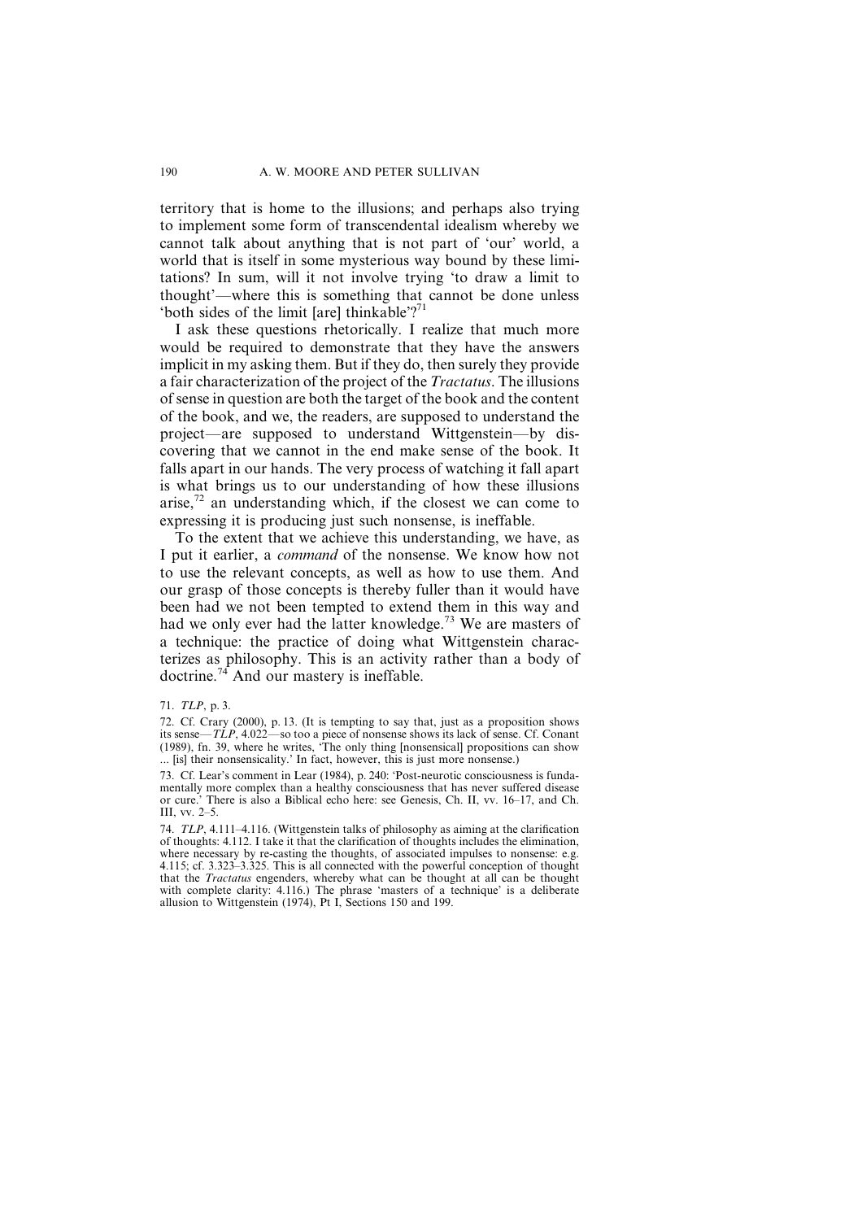territory that is home to the illusions; and perhaps also trying to implement some form of transcendental idealism whereby we cannot talk about anything that is not part of 'our' world, a world that is itself in some mysterious way bound by these limitations? In sum, will it not involve trying 'to draw a limit to thought'—where this is something that cannot be done unless 'both sides of the limit [are] thinkable'?[71]

I ask these questions rhetorically. I realize that much more would be required to demonstrate that they have the answers implicit in my asking them. But if they do, then surely they provide a fair characterization of the project of the *Tractatus*. The illusions of sense in question are both the target of the book and the content of the book, and we, the readers, are supposed to understand the project—are supposed to understand Wittgenstein—by discovering that we cannot in the end make sense of the book. It falls apart in our hands. The very process of watching it fall apart is what brings us to our understanding of how these illusions arise,[72] an understanding which, if the closest we can come to expressing it is producing just such nonsense, is ineffable.

To the extent that we achieve this understanding, we have, as I put it earlier, a *command* of the nonsense. We know how not to use the relevant concepts, as well as how to use them. And our grasp of those concepts is thereby fuller than it would have been had we not been tempted to extend them in this way and had we only ever had the latter knowledge.[73] We are masters of a technique: the practice of doing what Wittgenstein characterizes as philosophy. This is an activity rather than a body of doctrine.[74] And our mastery is ineffable.

71. *TLP*, p. 3.

72. Cf. Crary (2000), p. 13. (It is tempting to say that, just as a proposition shows its sense—*TLP*, 4.022—so too a piece of nonsense shows its lack of sense. Cf. Conant (1989), fn. 39, where he writes, 'The only thing [nonsensical] propositions can show ... [is] their nonsensicality.' In fact, however, this is just more nonsense.)

73. Cf. Lear's comment in Lear (1984), p. 240: 'Post-neurotic consciousness is fundamentally more complex than a healthy consciousness that has never suffered disease or cure.' There is also a Biblical echo here: see Genesis, Ch. II, vv. 16–17, and Ch. III, vv. 2–5.

74. *TLP*, 4.111–4.116. (Wittgenstein talks of philosophy as aiming at the clarification of thoughts: 4.112. I take it that the clarification of thoughts includes the elimination, where necessary by re-casting the thoughts, of associated impulses to nonsense: e.g. 4.115; cf. 3.323–3.325. This is all connected with the powerful conception of thought that the *Tractatus* engenders, whereby what can be thought at all can be thought with complete clarity: 4.116.) The phrase 'masters of a technique' is a deliberate allusion to Wittgenstein (1974), Pt I, Sections 150 and 199.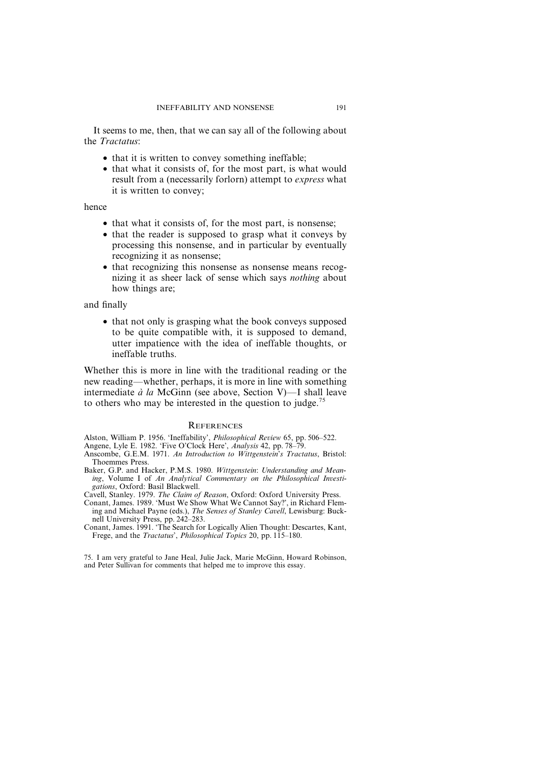It seems to me, then, that we can say all of the following about the *Tractatus*:

- that it is written to convey something ineffable;
- that what it consists of, for the most part, is what would result from a (necessarily forlorn) attempt to *express* what it is written to convey;

hence

- that what it consists of, for the most part, is nonsense;
- that the reader is supposed to grasp what it conveys by processing this nonsense, and in particular by eventually recognizing it as nonsense;
- that recognizing this nonsense as nonsense means recognizing it as sheer lack of sense which says *nothing* about how things are;

and finally

- that not only is grasping what the book conveys supposed to be quite compatible with, it is supposed to demand, utter impatience with the idea of ineffable thoughts, or ineffable truths.

Whether this is more in line with the traditional reading or the new reading—whether, perhaps, it is more in line with something intermediate *à la* McGinn (see above, Section V)—I shall leave to others who may be interested in the question to judge.[75]

## References

Alston, William P. 1956. 'Ineffability', *Philosophical Review* 65, pp. 506–522.

Angene, Lyle E. 1982. 'Five O'Clock Here', *Analysis* 42, pp. 78–79.

Anscombe, G.E.M. 1971. *An Introduction to Wittgenstein's Tractatus*, Bristol: Thoemmes Press.

Baker, G.P. and Hacker, P.M.S. 1980. *Wittgenstein: Understanding and Meaning*, Volume I of *An Analytical Commentary on the Philosophical Investigations*, Oxford: Basil Blackwell.

Cavell, Stanley. 1979. *The Claim of Reason*, Oxford: Oxford University Press.

Conant, James. 1989. 'Must We Show What We Cannot Say?', in Richard Fleming and Michael Payne (eds.), *The Senses of Stanley Cavell*, Lewisburg: Bucknell University Press, pp. 242–283.

Conant, James. 1991. 'The Search for Logically Alien Thought: Descartes, Kant, Frege, and the *Tractatus*', *Philosophical Topics* 20, pp. 115–180.

75. I am very grateful to Jane Heal, Julie Jack, Marie McGinn, Howard Robinson, and Peter Sullivan for comments that helped me to improve this essay.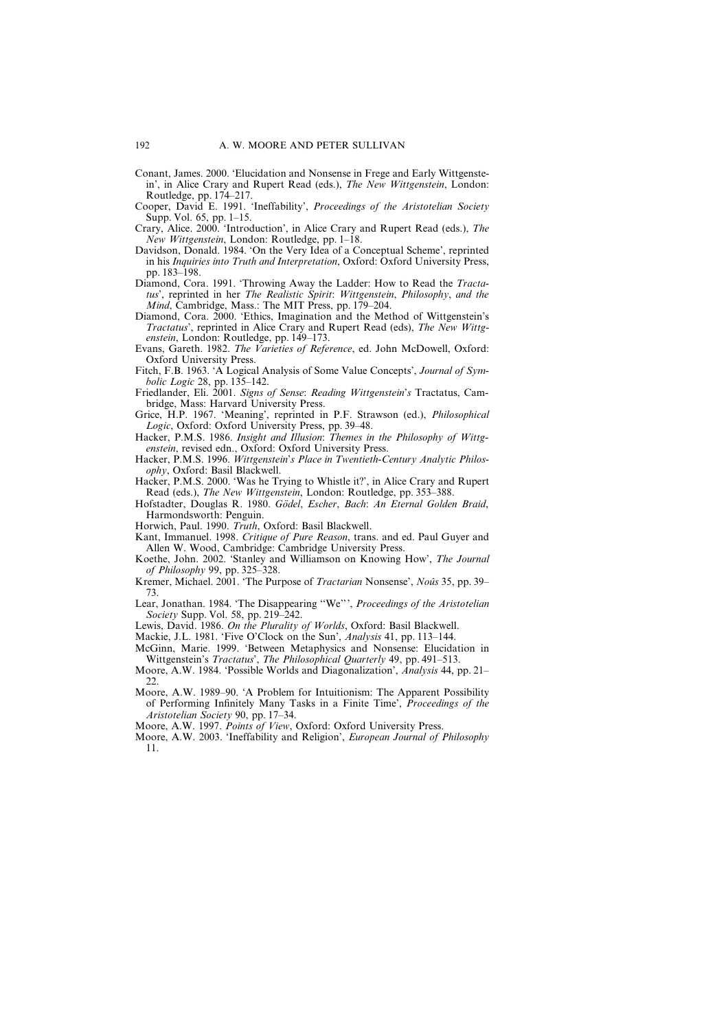Conant, James. 2000. 'Elucidation and Nonsense in Frege and Early Wittgenstein', in Alice Crary and Rupert Read (eds.), *The New Wittgenstein*, London: Routledge, pp. 174–217.

Cooper, David E. 1991. 'Ineffability', *Proceedings of the Aristotelian Society* Supp. Vol. 65, pp. 1–15.

Crary, Alice. 2000. 'Introduction', in Alice Crary and Rupert Read (eds.), *The New Wittgenstein*, London: Routledge, pp. 1–18.

Davidson, Donald. 1984. 'On the Very Idea of a Conceptual Scheme', reprinted in his *Inquiries into Truth and Interpretation*, Oxford: Oxford University Press, pp. 183–198.

Diamond, Cora. 1991. 'Throwing Away the Ladder: How to Read the *Tractatus*', reprinted in her *The Realistic Spirit*: *Wittgenstein*, *Philosophy*, *and the Mind*, Cambridge, Mass.: The MIT Press, pp. 179–204.

Diamond, Cora. 2000. 'Ethics, Imagination and the Method of Wittgenstein's *Tractatus*', reprinted in Alice Crary and Rupert Read (eds), *The New Wittgenstein*, London: Routledge, pp. 149–173.

Evans, Gareth. 1982. *The Varieties of Reference*, ed. John McDowell, Oxford: Oxford University Press.

Fitch, F.B. 1963. 'A Logical Analysis of Some Value Concepts', *Journal of Symbolic Logic* 28, pp. 135–142.

Friedlander, Eli. 2001. *Signs of Sense*: *Reading Wittgenstein's* Tractatus, Cambridge, Mass: Harvard University Press.

Grice, H.P. 1967. 'Meaning', reprinted in P.F. Strawson (ed.), *Philosophical Logic*, Oxford: Oxford University Press, pp. 39–48.

Hacker, P.M.S. 1986. *Insight and Illusion*: *Themes in the Philosophy of Wittgenstein*, revised edn., Oxford: Oxford University Press.

Hacker, P.M.S. 1996. *Wittgenstein's Place in Twentieth-Century Analytic Philosophy*, Oxford: Basil Blackwell.

Hacker, P.M.S. 2000. 'Was he Trying to Whistle it?', in Alice Crary and Rupert Read (eds.), *The New Wittgenstein*, London: Routledge, pp. 353–388.

Hofstadter, Douglas R. 1980. *Gödel*, *Escher*, *Bach*: *An Eternal Golden Braid*, Harmondsworth: Penguin.

Horwich, Paul. 1990. *Truth*, Oxford: Basil Blackwell.

Kant, Immanuel. 1998. *Critique of Pure Reason*, trans. and ed. Paul Guyer and Allen W. Wood, Cambridge: Cambridge University Press.

Koethe, John. 2002. 'Stanley and Williamson on Knowing How', *The Journal of Philosophy* 99, pp. 325–328.

Kremer, Michael. 2001. 'The Purpose of *Tractarian* Nonsense', *Noûs* 35, pp. 39–73.

Lear, Jonathan. 1984. 'The Disappearing "We"', *Proceedings of the Aristotelian Society* Supp. Vol. 58, pp. 219–242.

Lewis, David. 1986. *On the Plurality of Worlds*, Oxford: Basil Blackwell.

Mackie, J.L. 1981. 'Five O'Clock on the Sun', *Analysis* 41, pp. 113–144.

McGinn, Marie. 1999. 'Between Metaphysics and Nonsense: Elucidation in Wittgenstein's *Tractatus*', *The Philosophical Quarterly* 49, pp. 491–513.

Moore, A.W. 1984. 'Possible Worlds and Diagonalization', *Analysis* 44, pp. 21–22.

Moore, A.W. 1989–90. 'A Problem for Intuitionism: The Apparent Possibility of Performing Infinitely Many Tasks in a Finite Time', *Proceedings of the Aristotelian Society* 90, pp. 17–34.

Moore, A.W. 1997. *Points of View*, Oxford: Oxford University Press.

Moore, A.W. 2003. 'Ineffability and Religion', *European Journal of Philosophy* 11.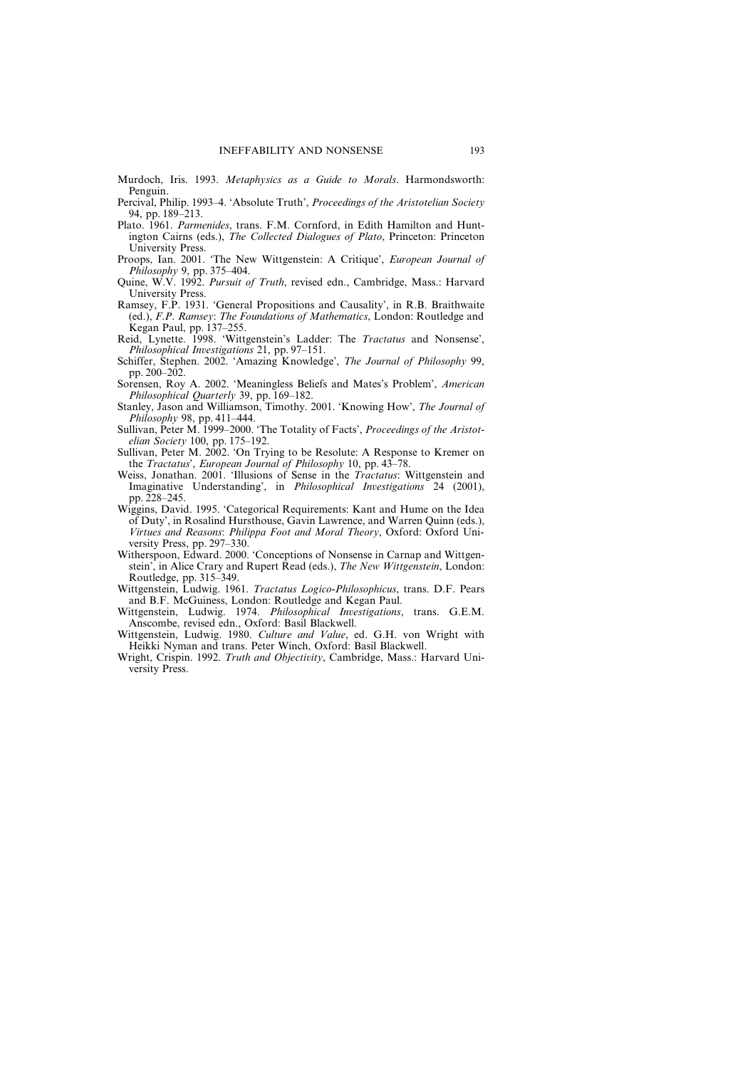Murdoch, Iris. 1993. *Metaphysics as a Guide to Morals*. Harmondsworth: Penguin.

Percival, Philip. 1993–4. 'Absolute Truth', *Proceedings of the Aristotelian Society* 94, pp. 189–213.

Plato. 1961. *Parmenides*, trans. F.M. Cornford, in Edith Hamilton and Huntington Cairns (eds.), *The Collected Dialogues of Plato*, Princeton: Princeton University Press.

Proops, Ian. 2001. 'The New Wittgenstein: A Critique', *European Journal of Philosophy* 9, pp. 375–404.

Quine, W.V. 1992. *Pursuit of Truth*, revised edn., Cambridge, Mass.: Harvard University Press.

Ramsey, F.P. 1931. 'General Propositions and Causality', in R.B. Braithwaite (ed.), *F.P. Ramsey*: *The Foundations of Mathematics*, London: Routledge and Kegan Paul, pp. 137–255.

Reid, Lynette. 1998. 'Wittgenstein's Ladder: The *Tractatus* and Nonsense', *Philosophical Investigations* 21, pp. 97–151.

Schiffer, Stephen. 2002. 'Amazing Knowledge', *The Journal of Philosophy* 99, pp. 200–202.

Sorensen, Roy A. 2002. 'Meaningless Beliefs and Mates's Problem', *American Philosophical Quarterly* 39, pp. 169–182.

Stanley, Jason and Williamson, Timothy. 2001. 'Knowing How', *The Journal of Philosophy* 98, pp. 411–444.

Sullivan, Peter M. 1999–2000. 'The Totality of Facts', *Proceedings of the Aristotelian Society* 100, pp. 175–192.

Sullivan, Peter M. 2002. 'On Trying to be Resolute: A Response to Kremer on the *Tractatus*', *European Journal of Philosophy* 10, pp. 43–78.

Weiss, Jonathan. 2001. 'Illusions of Sense in the *Tractatus*: Wittgenstein and Imaginative Understanding', in *Philosophical Investigations* 24 (2001), pp. 228–245.

Wiggins, David. 1995. 'Categorical Requirements: Kant and Hume on the Idea of Duty', in Rosalind Hursthouse, Gavin Lawrence, and Warren Quinn (eds.), *Virtues and Reasons*: *Philippa Foot and Moral Theory*, Oxford: Oxford University Press, pp. 297–330.

Witherspoon, Edward. 2000. 'Conceptions of Nonsense in Carnap and Wittgenstein', in Alice Crary and Rupert Read (eds.), *The New Wittgenstein*, London: Routledge, pp. 315–349.

Wittgenstein, Ludwig. 1961. *Tractatus Logico-Philosophicus*, trans. D.F. Pears and B.F. McGuiness, London: Routledge and Kegan Paul.

Wittgenstein, Ludwig. 1974. *Philosophical Investigations*, trans. G.E.M. Anscombe, revised edn., Oxford: Basil Blackwell.

Wittgenstein, Ludwig. 1980. *Culture and Value*, ed. G.H. von Wright with Heikki Nyman and trans. Peter Winch, Oxford: Basil Blackwell.

Wright, Crispin. 1992. *Truth and Objectivity*, Cambridge, Mass.: Harvard University Press.